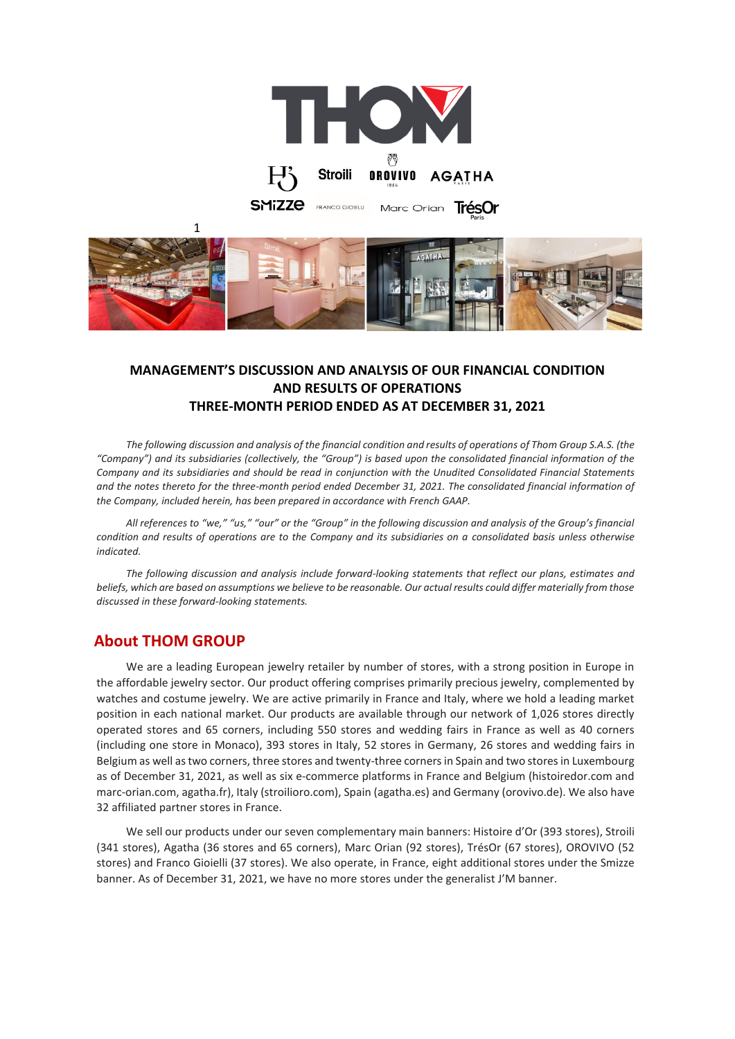## MANAGEMENT'S DISCUSSION AND ANALYSIS OF OUR FINANCIAL CONDITION AND RESULTS OF OPERATIONS THREE-MONTH PERIOD ENDED AS AT DECEMBER 31, 2021

*The following discussion and analysis of the financial condition and results of operations of Thom Group S.A.S. (the "Company") and its subsidiaries (collectively, the "Group") is based upon the consolidated financial information of the Company and its subsidiaries and should be read in conjunction with the Unudited Consolidated Financial Statements and the notes thereto for the three-month period ended December 31, 2021. The consolidated financial information of the Company, included herein, has been prepared in accordance with French GAAP.*

*All references to "we," "us," "our" or the "Group" in the following discussion and analysis of the Group's financial condition and results of operations are to the Company and its subsidiaries on a consolidated basis unless otherwise indicated.*

*The following discussion and analysis include forward-looking statements that reflect our plans, estimates and beliefs, which are based on assumptions we believe to be reasonable. Our actual results could differ materially from those discussed in these forward-looking statements.*

## About THOM GROUP

We are a leading European jewelry retailer by number of stores, with a strong position in Europe in the affordable jewelry sector. Our product offering comprises primarily precious jewelry, complemented by watches and costume jewelry. We are active primarily in France and Italy, where we hold a leading market position in each national market. Our products are available through our network of 1,026 stores directly operated stores and 65 corners, including 550 stores and wedding fairs in France as well as 40 corners (including one store in Monaco), 393 stores in Italy, 52 stores in Germany, 26 stores and wedding fairs in Belgium as well as two corners, three stores and twenty-three corners in Spain and two stores in Luxembourg as of December 31, 2021, as well as six e-commerce platforms in France and Belgium (histoiredor.com and marc-orian.com, agatha.fr), Italy (stroilioro.com), Spain (agatha.es) and Germany (orovivo.de). We also have 32 affiliated partner stores in France.

We sell our products under our seven complementary main banners: Histoire d'Or (393 stores), Stroili (341 stores), Agatha (36 stores and 65 corners), Marc Orian (92 stores), TrésOr (67 stores), OROVIVO (52 stores) and Franco Gioielli (37 stores). We also operate, in France, eight additional stores under the Smizze banner. As of December 31, 2021, we have no more stores under the generalist J'M banner.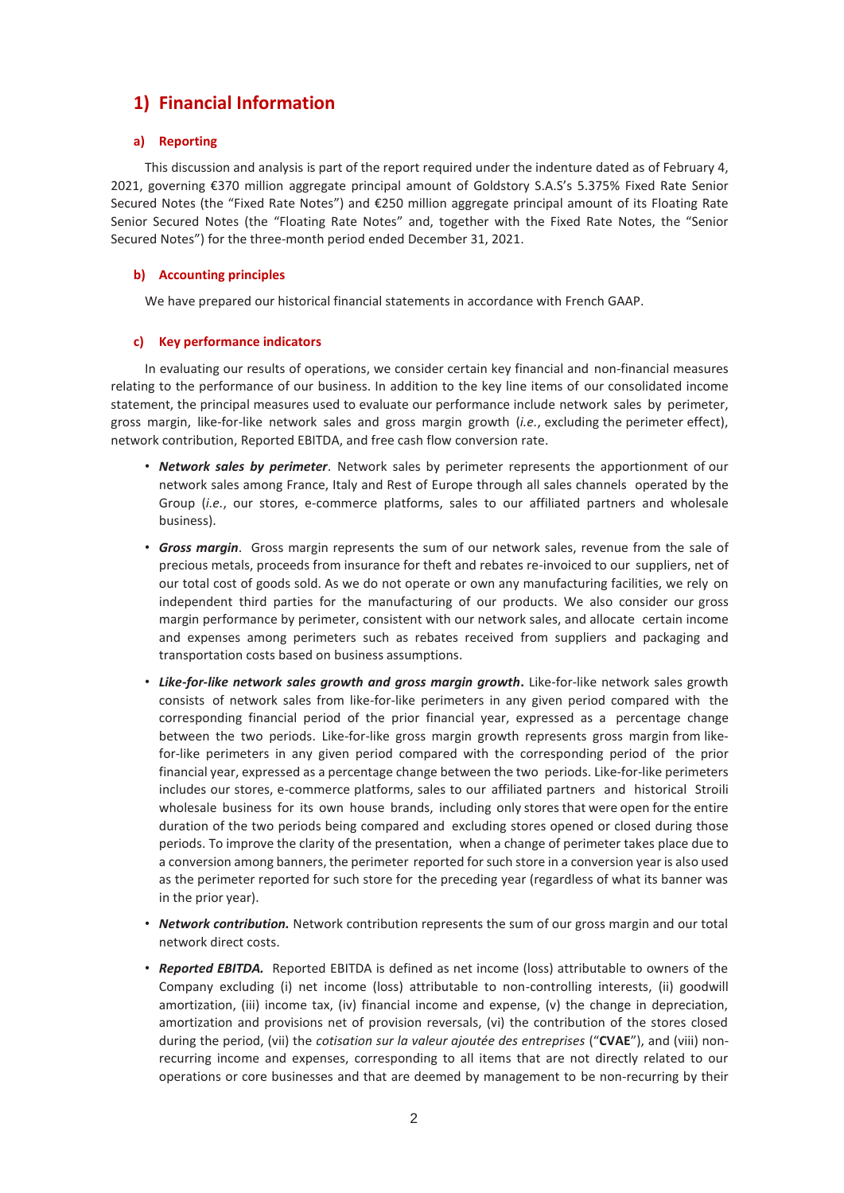# 1) Financial Information

## a) Reporting

This discussion and analysis is part of the report required under the indenture dated as of February 4, 2021, governing €370 million aggregate principal amount of Goldstory S.A.S's 5.375% Fixed Rate Senior Secured Notes (the "Fixed Rate Notes") and €250 million aggregate principal amount of its Floating Rate Senior Secured Notes (the "Floating Rate Notes" and, together with the Fixed Rate Notes, the "Senior Secured Notes") for the three-month period ended December 31, 2021.

## b) Accounting principles

We have prepared our historical financial statements in accordance with French GAAP.

## c) Key performance indicators

In evaluating our results of operations, we consider certain key financial and non-financial measures relating to the performance of our business. In addition to the key line items of our consolidated income statement, the principal measures used to evaluate our performance include network sales by perimeter, gross margin, like-for-like network sales and gross margin growth (*i.e.*, excluding the perimeter effect), network contribution, Reported EBITDA, and free cash flow conversion rate.

- ***Network sales by perimeter***. Network sales by perimeter represents the apportionment of our network sales among France, Italy and Rest of Europe through all sales channels operated by the Group (*i.e.*, our stores, e-commerce platforms, sales to our affiliated partners and wholesale business).
- ***Gross margin***. Gross margin represents the sum of our network sales, revenue from the sale of precious metals, proceeds from insurance for theft and rebates re-invoiced to our suppliers, net of our total cost of goods sold. As we do not operate or own any manufacturing facilities, we rely on independent third parties for the manufacturing of our products. We also consider our gross margin performance by perimeter, consistent with our network sales, and allocate certain income and expenses among perimeters such as rebates received from suppliers and packaging and transportation costs based on business assumptions.
- ***Like-for-like network sales growth and gross margin growth***. Like-for-like network sales growth consists of network sales from like-for-like perimeters in any given period compared with the corresponding financial period of the prior financial year, expressed as a percentage change between the two periods. Like-for-like gross margin growth represents gross margin from like-for-like perimeters in any given period compared with the corresponding period of the prior financial year, expressed as a percentage change between the two periods. Like-for-like perimeters includes our stores, e-commerce platforms, sales to our affiliated partners and historical Stroili wholesale business for its own house brands, including only stores that were open for the entire duration of the two periods being compared and excluding stores opened or closed during those periods. To improve the clarity of the presentation, when a change of perimeter takes place due to a conversion among banners, the perimeter reported for such store in a conversion year is also used as the perimeter reported for such store for the preceding year (regardless of what its banner was in the prior year).
- ***Network contribution.*** Network contribution represents the sum of our gross margin and our total network direct costs.
- ***Reported EBITDA.*** Reported EBITDA is defined as net income (loss) attributable to owners of the Company excluding (i) net income (loss) attributable to non-controlling interests, (ii) goodwill amortization, (iii) income tax, (iv) financial income and expense, (v) the change in depreciation, amortization and provisions net of provision reversals, (vi) the contribution of the stores closed during the period, (vii) the *cotisation sur la valeur ajoutée des entreprises* ("**CVAE**"), and (viii) non-recurring income and expenses, corresponding to all items that are not directly related to our operations or core businesses and that are deemed by management to be non-recurring by their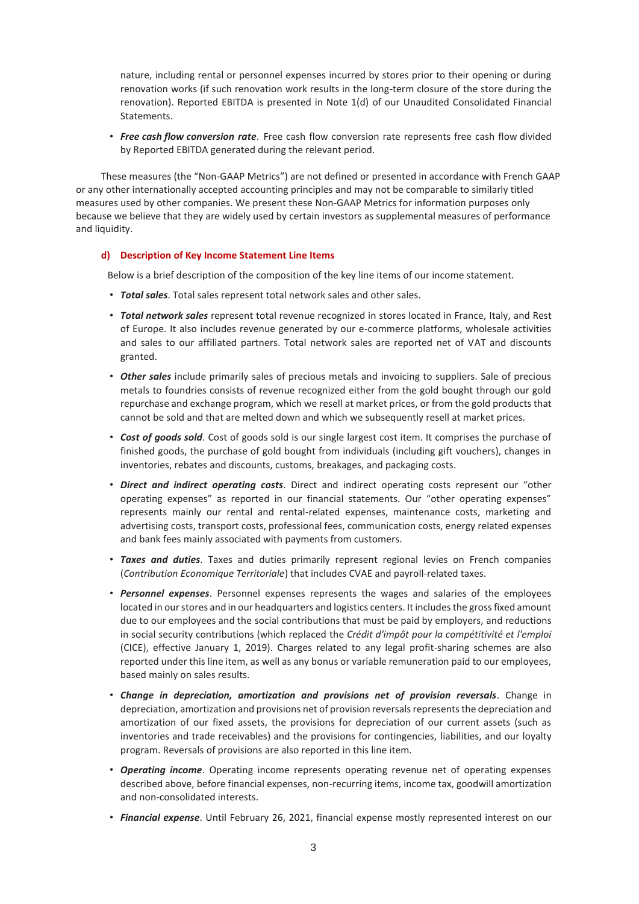nature, including rental or personnel expenses incurred by stores prior to their opening or during renovation works (if such renovation work results in the long-term closure of the store during the renovation). Reported EBITDA is presented in Note 1(d) of our Unaudited Consolidated Financial Statements.

- ***Free cash flow conversion rate***. Free cash flow conversion rate represents free cash flow divided by Reported EBITDA generated during the relevant period.

These measures (the "Non-GAAP Metrics") are not defined or presented in accordance with French GAAP or any other internationally accepted accounting principles and may not be comparable to similarly titled measures used by other companies. We present these Non-GAAP Metrics for information purposes only because we believe that they are widely used by certain investors as supplemental measures of performance and liquidity.

#### d) Description of Key Income Statement Line Items

Below is a brief description of the composition of the key line items of our income statement.

- ***Total sales***. Total sales represent total network sales and other sales.
- ***Total network sales*** represent total revenue recognized in stores located in France, Italy, and Rest of Europe. It also includes revenue generated by our e-commerce platforms, wholesale activities and sales to our affiliated partners. Total network sales are reported net of VAT and discounts granted.
- ***Other sales*** include primarily sales of precious metals and invoicing to suppliers. Sale of precious metals to foundries consists of revenue recognized either from the gold bought through our gold repurchase and exchange program, which we resell at market prices, or from the gold products that cannot be sold and that are melted down and which we subsequently resell at market prices.
- ***Cost of goods sold***. Cost of goods sold is our single largest cost item. It comprises the purchase of finished goods, the purchase of gold bought from individuals (including gift vouchers), changes in inventories, rebates and discounts, customs, breakages, and packaging costs.
- ***Direct and indirect operating costs***. Direct and indirect operating costs represent our "other operating expenses" as reported in our financial statements. Our "other operating expenses" represents mainly our rental and rental-related expenses, maintenance costs, marketing and advertising costs, transport costs, professional fees, communication costs, energy related expenses and bank fees mainly associated with payments from customers.
- ***Taxes and duties***. Taxes and duties primarily represent regional levies on French companies (*Contribution Economique Territoriale*) that includes CVAE and payroll-related taxes.
- ***Personnel expenses***. Personnel expenses represents the wages and salaries of the employees located in our stores and in our headquarters and logistics centers. It includes the gross fixed amount due to our employees and the social contributions that must be paid by employers, and reductions in social security contributions (which replaced the *Crédit d'impôt pour la compétitivité et l'emploi* (CICE), effective January 1, 2019). Charges related to any legal profit-sharing schemes are also reported under this line item, as well as any bonus or variable remuneration paid to our employees, based mainly on sales results.
- ***Change in depreciation, amortization and provisions net of provision reversals***. Change in depreciation, amortization and provisions net of provision reversals represents the depreciation and amortization of our fixed assets, the provisions for depreciation of our current assets (such as inventories and trade receivables) and the provisions for contingencies, liabilities, and our loyalty program. Reversals of provisions are also reported in this line item.
- ***Operating income***. Operating income represents operating revenue net of operating expenses described above, before financial expenses, non-recurring items, income tax, goodwill amortization and non-consolidated interests.
- ***Financial expense***. Until February 26, 2021, financial expense mostly represented interest on our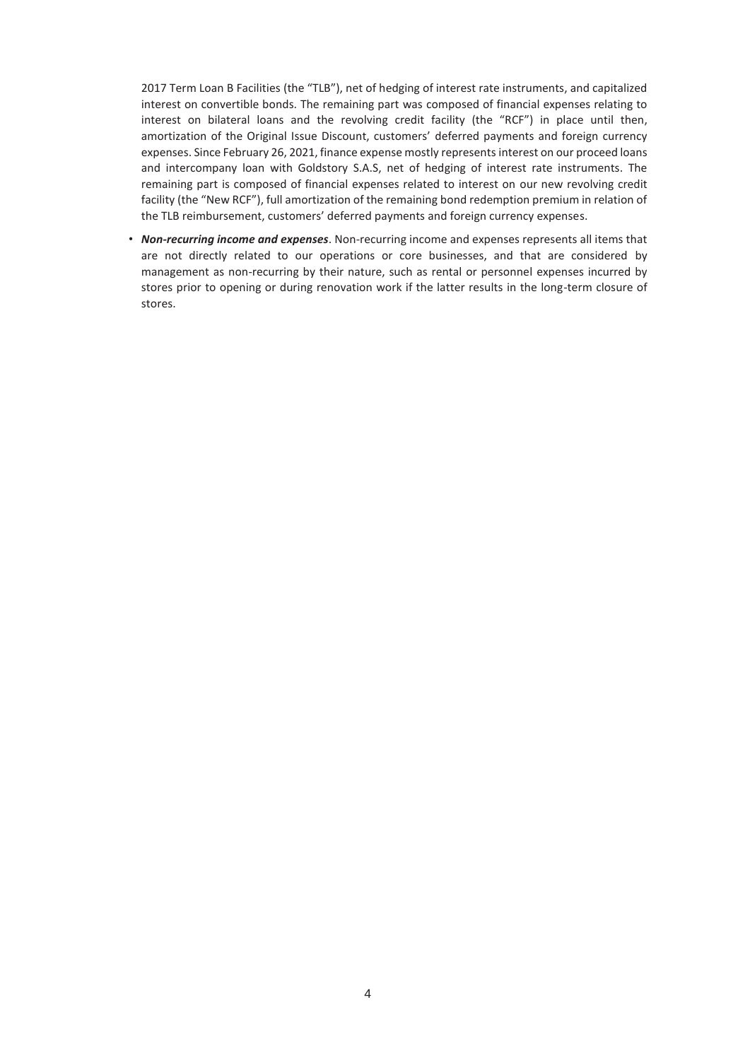2017 Term Loan B Facilities (the "TLB"), net of hedging of interest rate instruments, and capitalized interest on convertible bonds. The remaining part was composed of financial expenses relating to interest on bilateral loans and the revolving credit facility (the "RCF") in place until then, amortization of the Original Issue Discount, customers' deferred payments and foreign currency expenses. Since February 26, 2021, finance expense mostly represents interest on our proceed loans and intercompany loan with Goldstory S.A.S, net of hedging of interest rate instruments. The remaining part is composed of financial expenses related to interest on our new revolving credit facility (the "New RCF"), full amortization of the remaining bond redemption premium in relation of the TLB reimbursement, customers' deferred payments and foreign currency expenses.

- ***Non-recurring income and expenses***. Non-recurring income and expenses represents all items that are not directly related to our operations or core businesses, and that are considered by management as non-recurring by their nature, such as rental or personnel expenses incurred by stores prior to opening or during renovation work if the latter results in the long-term closure of stores.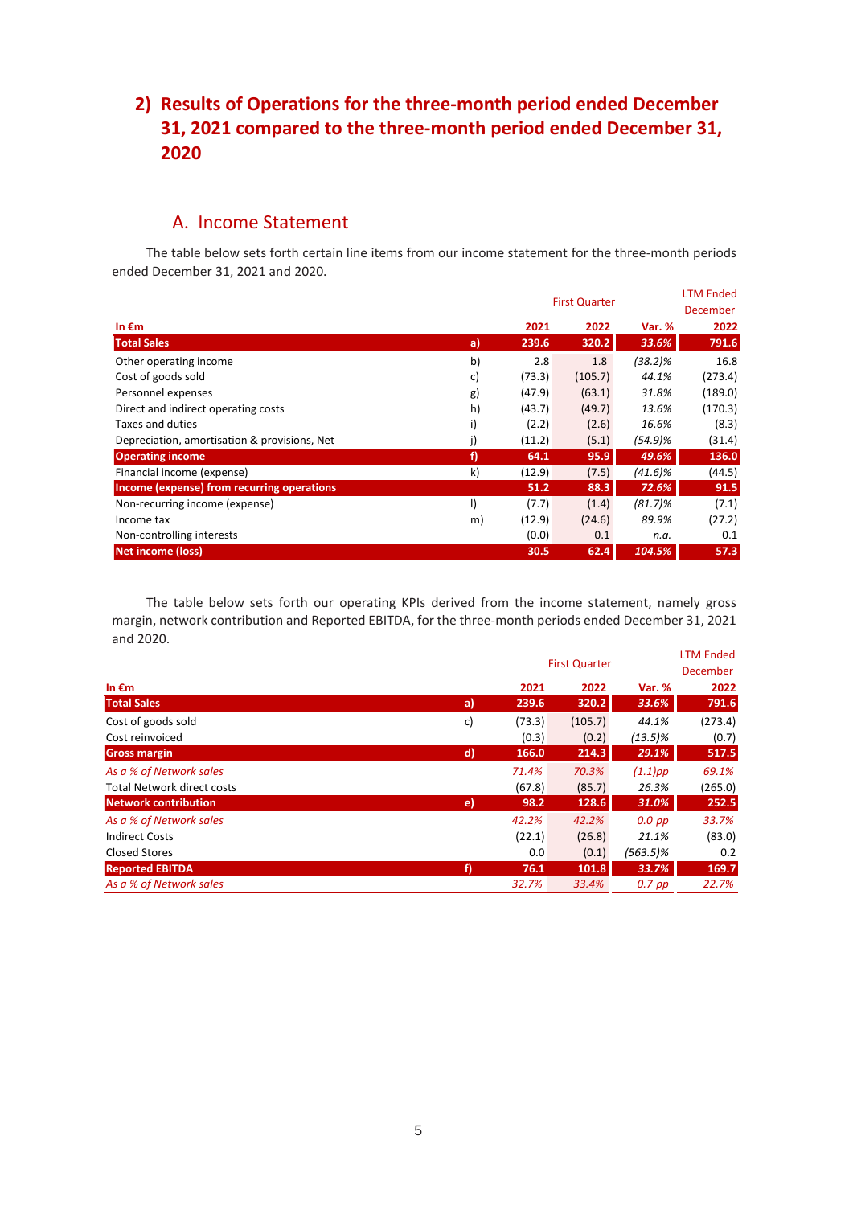## 2) Results of Operations for the three-month period ended December 31, 2021 compared to the three-month period ended December 31, 2020

### A. Income Statement

The table below sets forth certain line items from our income statement for the three-month periods ended December 31, 2021 and 2020.

| In €m | | First Quarter 2021 | First Quarter 2022 | Var. % | LTM Ended December 2022 |
|---|---|---|---|---|---|
| **Total Sales** | **a)** | **239.6** | **320.2** | ***33.6%*** | **791.6** |
| Other operating income | b) | 2.8 | 1.8 | *(38.2)%* | 16.8 |
| Cost of goods sold | c) | (73.3) | (105.7) | *44.1%* | (273.4) |
| Personnel expenses | g) | (47.9) | (63.1) | *31.8%* | (189.0) |
| Direct and indirect operating costs | h) | (43.7) | (49.7) | *13.6%* | (170.3) |
| Taxes and duties | i) | (2.2) | (2.6) | *16.6%* | (8.3) |
| Depreciation, amortisation & provisions, Net | j) | (11.2) | (5.1) | *(54.9)%* | (31.4) |
| **Operating income** | **f)** | **64.1** | **95.9** | ***49.6%*** | **136.0** |
| Financial income (expense) | k) | (12.9) | (7.5) | *(41.6)%* | (44.5) |
| **Income (expense) from recurring operations** | | **51.2** | **88.3** | ***72.6%*** | **91.5** |
| Non-recurring income (expense) | l) | (7.7) | (1.4) | *(81.7)%* | (7.1) |
| Income tax | m) | (12.9) | (24.6) | *89.9%* | (27.2) |
| Non-controlling interests | | (0.0) | 0.1 | *n.a.* | 0.1 |
| **Net income (loss)** | | **30.5** | **62.4** | ***104.5%*** | **57.3** |

The table below sets forth our operating KPIs derived from the income statement, namely gross margin, network contribution and Reported EBITDA, for the three-month periods ended December 31, 2021 and 2020.

| In €m | | First Quarter 2021 | First Quarter 2022 | Var. % | LTM Ended December 2022 |
|---|---|---|---|---|---|
| **Total Sales** | **a)** | **239.6** | **320.2** | ***33.6%*** | **791.6** |
| Cost of goods sold | c) | (73.3) | (105.7) | *44.1%* | (273.4) |
| Cost reinvoiced | | (0.3) | (0.2) | *(13.5)%* | (0.7) |
| **Gross margin** | **d)** | **166.0** | **214.3** | ***29.1%*** | **517.5** |
| *As a % of Network sales* | | *71.4%* | *70.3%* | *(1.1)pp* | *69.1%* |
| Total Network direct costs | | (67.8) | (85.7) | *26.3%* | (265.0) |
| **Network contribution** | **e)** | **98.2** | **128.6** | ***31.0%*** | **252.5** |
| *As a % of Network sales* | | *42.2%* | *42.2%* | *0.0 pp* | *33.7%* |
| Indirect Costs | | (22.1) | (26.8) | *21.1%* | (83.0) |
| Closed Stores | | 0.0 | (0.1) | *(563.5)%* | 0.2 |
| **Reported EBITDA** | **f)** | **76.1** | **101.8** | ***33.7%*** | **169.7** |
| *As a % of Network sales* | | *32.7%* | *33.4%* | *0.7 pp* | *22.7%* |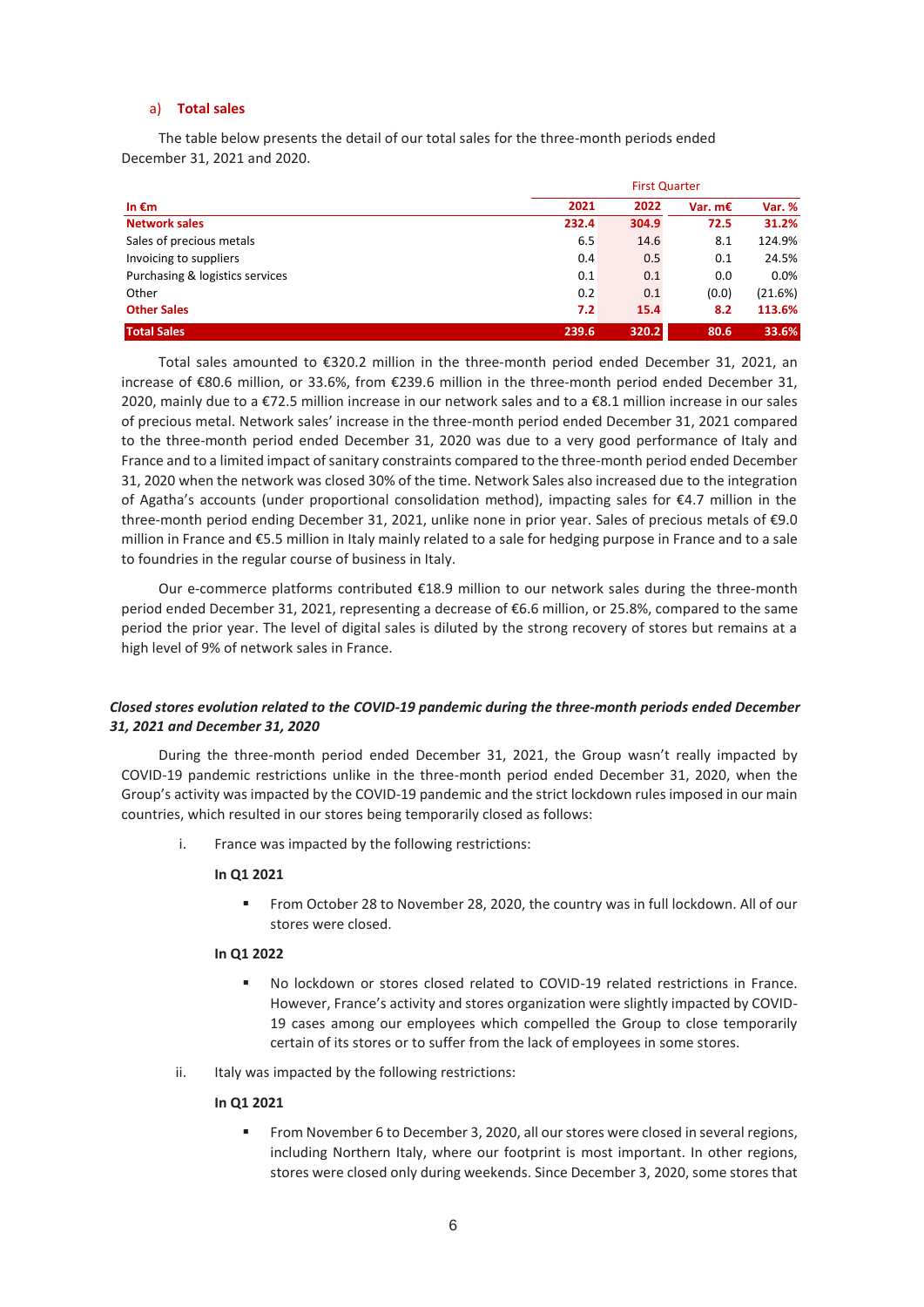a) **Total sales**

The table below presents the detail of our total sales for the three-month periods ended December 31, 2021 and 2020.

| In €m | First Quarter | | | |
|---|---|---|---|---|
| | **2021** | **2022** | **Var. m€** | **Var. %** |
| **Network sales** | **232.4** | **304.9** | **72.5** | **31.2%** |
| Sales of precious metals | 6.5 | 14.6 | 8.1 | 124.9% |
| Invoicing to suppliers | 0.4 | 0.5 | 0.1 | 24.5% |
| Purchasing & logistics services | 0.1 | 0.1 | 0.0 | 0.0% |
| Other | 0.2 | 0.1 | (0.0) | (21.6%) |
| **Other Sales** | **7.2** | **15.4** | **8.2** | **113.6%** |
| **Total Sales** | **239.6** | **320.2** | **80.6** | **33.6%** |

Total sales amounted to €320.2 million in the three-month period ended December 31, 2021, an increase of €80.6 million, or 33.6%, from €239.6 million in the three-month period ended December 31, 2020, mainly due to a €72.5 million increase in our network sales and to a €8.1 million increase in our sales of precious metal. Network sales' increase in the three-month period ended December 31, 2021 compared to the three-month period ended December 31, 2020 was due to a very good performance of Italy and France and to a limited impact of sanitary constraints compared to the three-month period ended December 31, 2020 when the network was closed 30% of the time. Network Sales also increased due to the integration of Agatha's accounts (under proportional consolidation method), impacting sales for €4.7 million in the three-month period ending December 31, 2021, unlike none in prior year. Sales of precious metals of €9.0 million in France and €5.5 million in Italy mainly related to a sale for hedging purpose in France and to a sale to foundries in the regular course of business in Italy.

Our e-commerce platforms contributed €18.9 million to our network sales during the three-month period ended December 31, 2021, representing a decrease of €6.6 million, or 25.8%, compared to the same period the prior year. The level of digital sales is diluted by the strong recovery of stores but remains at a high level of 9% of network sales in France.

***Closed stores evolution related to the COVID-19 pandemic during the three-month periods ended December 31, 2021 and December 31, 2020***

During the three-month period ended December 31, 2021, the Group wasn't really impacted by COVID-19 pandemic restrictions unlike in the three-month period ended December 31, 2020, when the Group's activity was impacted by the COVID-19 pandemic and the strict lockdown rules imposed in our main countries, which resulted in our stores being temporarily closed as follows:

i. France was impacted by the following restrictions:

**In Q1 2021**

- From October 28 to November 28, 2020, the country was in full lockdown. All of our stores were closed.

**In Q1 2022**

- No lockdown or stores closed related to COVID-19 related restrictions in France. However, France's activity and stores organization were slightly impacted by COVID-19 cases among our employees which compelled the Group to close temporarily certain of its stores or to suffer from the lack of employees in some stores.

ii. Italy was impacted by the following restrictions:

**In Q1 2021**

- From November 6 to December 3, 2020, all our stores were closed in several regions, including Northern Italy, where our footprint is most important. In other regions, stores were closed only during weekends. Since December 3, 2020, some stores that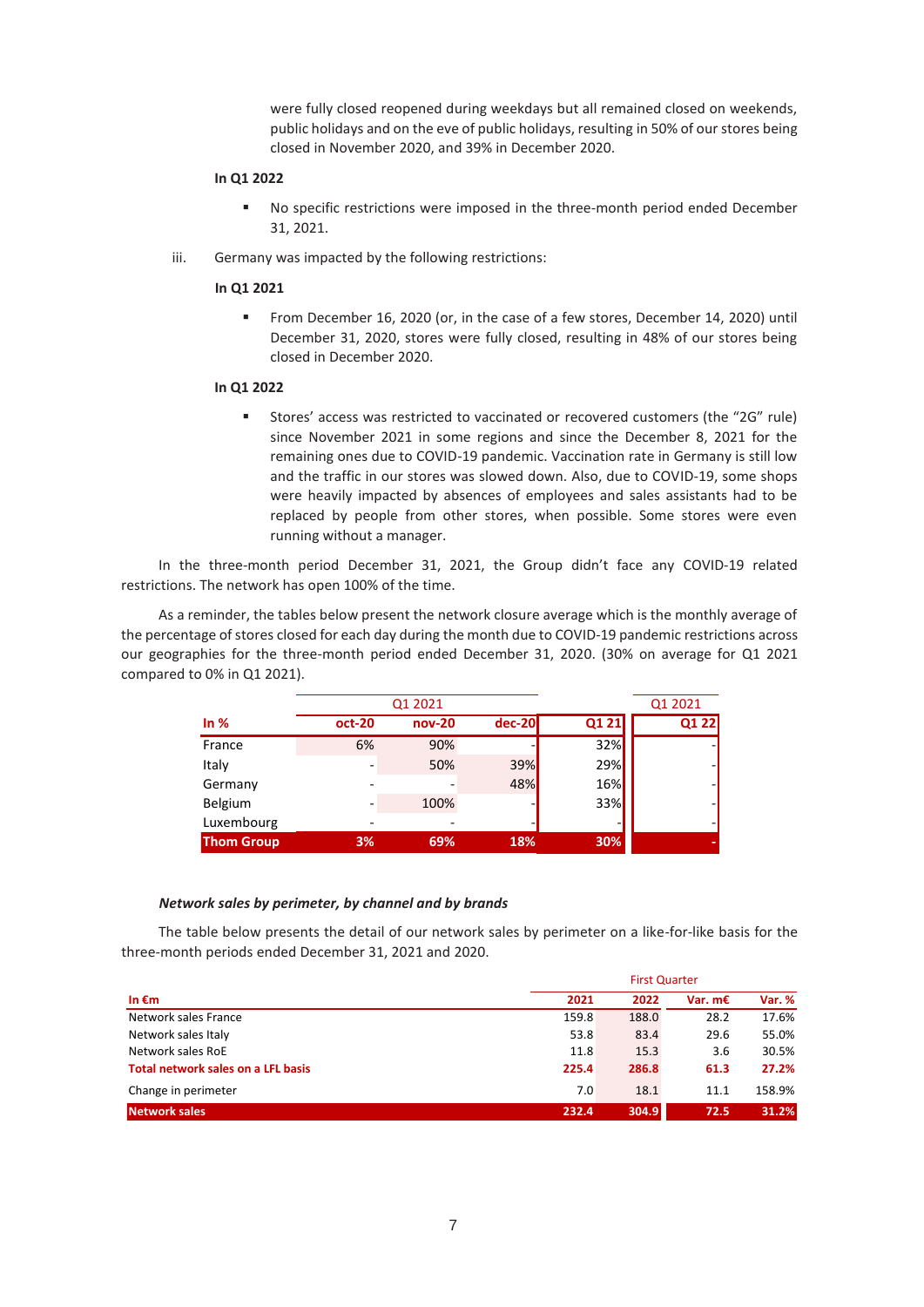were fully closed reopened during weekdays but all remained closed on weekends, public holidays and on the eve of public holidays, resulting in 50% of our stores being closed in November 2020, and 39% in December 2020.

**In Q1 2022**

- No specific restrictions were imposed in the three-month period ended December 31, 2021.

iii. Germany was impacted by the following restrictions:

**In Q1 2021**

- From December 16, 2020 (or, in the case of a few stores, December 14, 2020) until December 31, 2020, stores were fully closed, resulting in 48% of our stores being closed in December 2020.

**In Q1 2022**

- Stores' access was restricted to vaccinated or recovered customers (the "2G" rule) since November 2021 in some regions and since the December 8, 2021 for the remaining ones due to COVID-19 pandemic. Vaccination rate in Germany is still low and the traffic in our stores was slowed down. Also, due to COVID-19, some shops were heavily impacted by absences of employees and sales assistants had to be replaced by people from other stores, when possible. Some stores were even running without a manager.

In the three-month period December 31, 2021, the Group didn't face any COVID-19 related restrictions. The network has open 100% of the time.

As a reminder, the tables below present the network closure average which is the monthly average of the percentage of stores closed for each day during the month due to COVID-19 pandemic restrictions across our geographies for the three-month period ended December 31, 2020. (30% on average for Q1 2021 compared to 0% in Q1 2021).

| | Q1 2021 | | | | Q1 2021 |
|---|---|---|---|---|---|
| **In %** | **oct-20** | **nov-20** | **dec-20** | **Q1 21** | **Q1 22** |
| France | 6% | 90% | - | 32% | - |
| Italy | - | 50% | 39% | 29% | - |
| Germany | - | - | 48% | 16% | - |
| Belgium | - | 100% | - | 33% | - |
| Luxembourg | - | - | - | - | - |
| **Thom Group** | **3%** | **69%** | **18%** | **30%** | **-** |

***Network sales by perimeter, by channel and by brands***

The table below presents the detail of our network sales by perimeter on a like-for-like basis for the three-month periods ended December 31, 2021 and 2020.

| | First Quarter | | | |
|---|---|---|---|---|
| **In €m** | **2021** | **2022** | **Var. m€** | **Var. %** |
| Network sales France | 159.8 | 188.0 | 28.2 | 17.6% |
| Network sales Italy | 53.8 | 83.4 | 29.6 | 55.0% |
| Network sales RoE | 11.8 | 15.3 | 3.6 | 30.5% |
| **Total network sales on a LFL basis** | **225.4** | **286.8** | **61.3** | **27.2%** |
| Change in perimeter | 7.0 | 18.1 | 11.1 | 158.9% |
| **Network sales** | **232.4** | **304.9** | **72.5** | **31.2%** |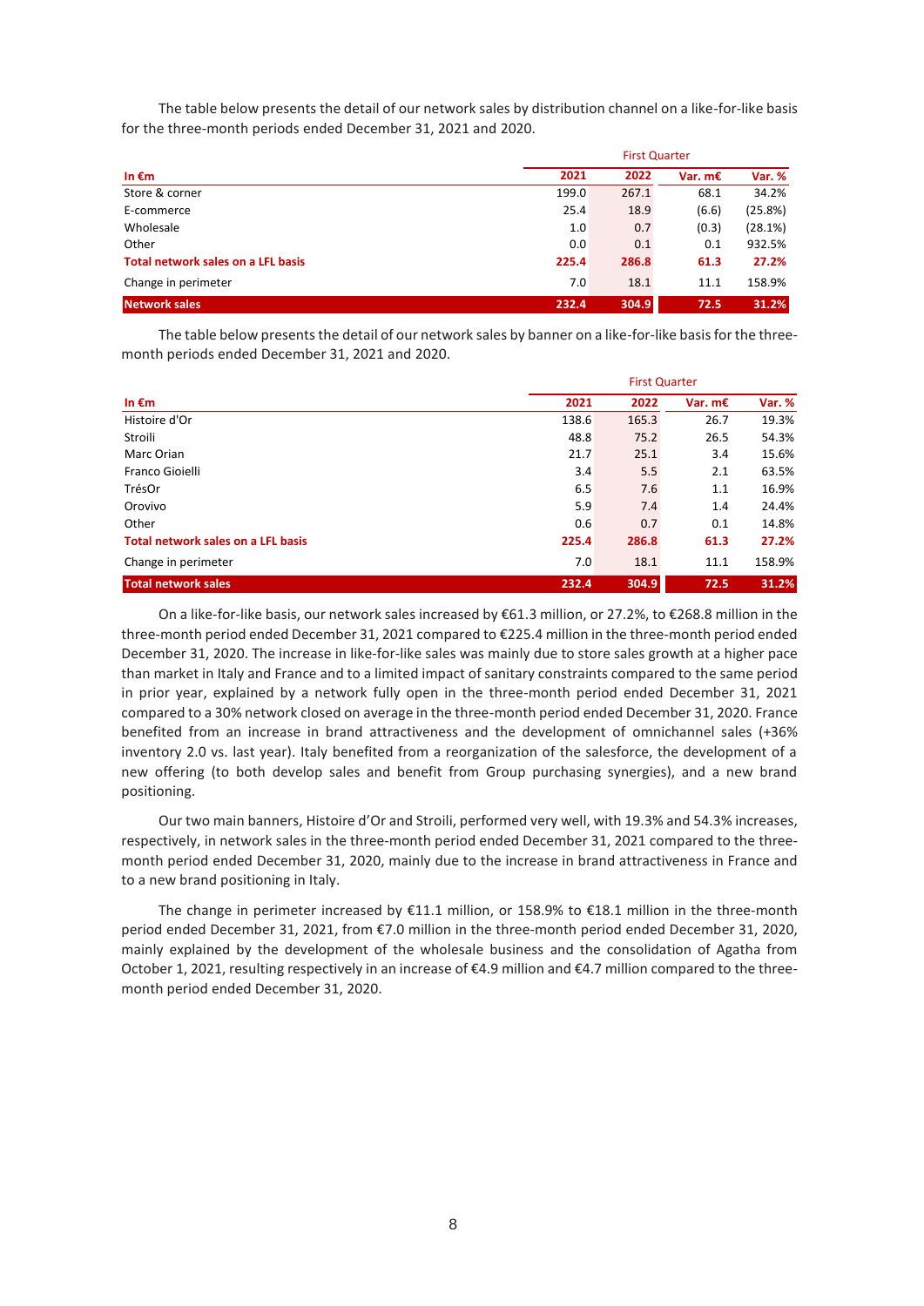The table below presents the detail of our network sales by distribution channel on a like-for-like basis for the three-month periods ended December 31, 2021 and 2020.

| In €m | First Quarter | | | |
|---|---|---|---|---|
| | **2021** | **2022** | **Var. m€** | **Var. %** |
| Store & corner | 199.0 | 267.1 | 68.1 | 34.2% |
| E-commerce | 25.4 | 18.9 | (6.6) | (25.8%) |
| Wholesale | 1.0 | 0.7 | (0.3) | (28.1%) |
| Other | 0.0 | 0.1 | 0.1 | 932.5% |
| **Total network sales on a LFL basis** | **225.4** | **286.8** | **61.3** | **27.2%** |
| Change in perimeter | 7.0 | 18.1 | 11.1 | 158.9% |
| **Network sales** | **232.4** | **304.9** | **72.5** | **31.2%** |

The table below presents the detail of our network sales by banner on a like-for-like basis for the three-month periods ended December 31, 2021 and 2020.

| In €m | First Quarter | | | |
|---|---|---|---|---|
| | **2021** | **2022** | **Var. m€** | **Var. %** |
| Histoire d'Or | 138.6 | 165.3 | 26.7 | 19.3% |
| Stroili | 48.8 | 75.2 | 26.5 | 54.3% |
| Marc Orian | 21.7 | 25.1 | 3.4 | 15.6% |
| Franco Gioielli | 3.4 | 5.5 | 2.1 | 63.5% |
| TrésOr | 6.5 | 7.6 | 1.1 | 16.9% |
| Orovivo | 5.9 | 7.4 | 1.4 | 24.4% |
| Other | 0.6 | 0.7 | 0.1 | 14.8% |
| **Total network sales on a LFL basis** | **225.4** | **286.8** | **61.3** | **27.2%** |
| Change in perimeter | 7.0 | 18.1 | 11.1 | 158.9% |
| **Total network sales** | **232.4** | **304.9** | **72.5** | **31.2%** |

On a like-for-like basis, our network sales increased by €61.3 million, or 27.2%, to €268.8 million in the three-month period ended December 31, 2021 compared to €225.4 million in the three-month period ended December 31, 2020. The increase in like-for-like sales was mainly due to store sales growth at a higher pace than market in Italy and France and to a limited impact of sanitary constraints compared to the same period in prior year, explained by a network fully open in the three-month period ended December 31, 2021 compared to a 30% network closed on average in the three-month period ended December 31, 2020. France benefited from an increase in brand attractiveness and the development of omnichannel sales (+36% inventory 2.0 vs. last year). Italy benefited from a reorganization of the salesforce, the development of a new offering (to both develop sales and benefit from Group purchasing synergies), and a new brand positioning.

Our two main banners, Histoire d'Or and Stroili, performed very well, with 19.3% and 54.3% increases, respectively, in network sales in the three-month period ended December 31, 2021 compared to the three-month period ended December 31, 2020, mainly due to the increase in brand attractiveness in France and to a new brand positioning in Italy.

The change in perimeter increased by €11.1 million, or 158.9% to €18.1 million in the three-month period ended December 31, 2021, from €7.0 million in the three-month period ended December 31, 2020, mainly explained by the development of the wholesale business and the consolidation of Agatha from October 1, 2021, resulting respectively in an increase of €4.9 million and €4.7 million compared to the three-month period ended December 31, 2020.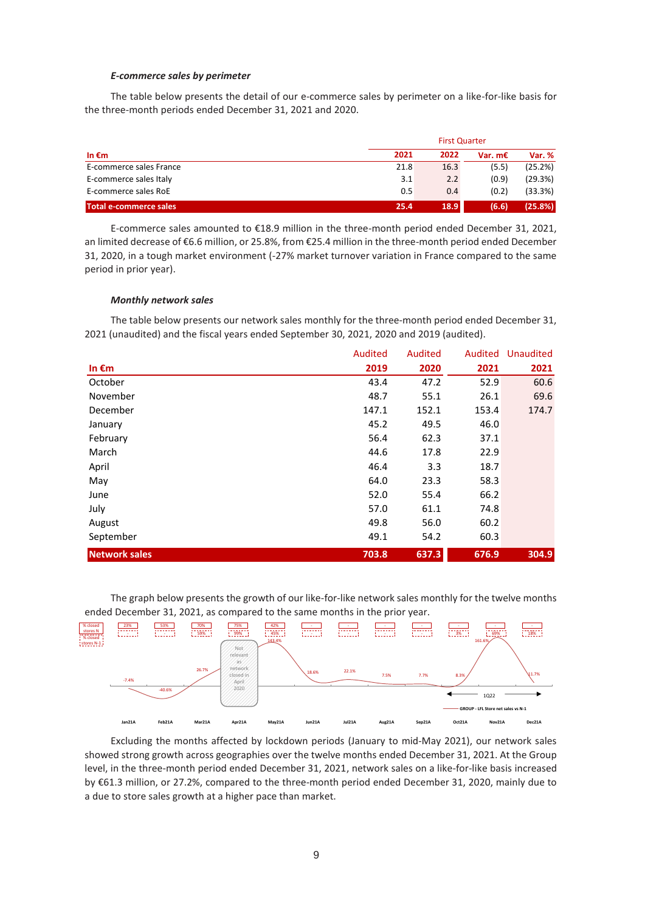*E-commerce sales by perimeter*

The table below presents the detail of our e-commerce sales by perimeter on a like-for-like basis for the three-month periods ended December 31, 2021 and 2020.

| In €m | First Quarter | | | |
|---|---|---|---|---|
| | **2021** | **2022** | **Var. m€** | **Var. %** |
| E-commerce sales France | 21.8 | 16.3 | (5.5) | (25.2%) |
| E-commerce sales Italy | 3.1 | 2.2 | (0.9) | (29.3%) |
| E-commerce sales RoE | 0.5 | 0.4 | (0.2) | (33.3%) |
| **Total e-commerce sales** | **25.4** | **18.9** | **(6.6)** | **(25.8%)** |

E-commerce sales amounted to €18.9 million in the three-month period ended December 31, 2021, an limited decrease of €6.6 million, or 25.8%, from €25.4 million in the three-month period ended December 31, 2020, in a tough market environment (-27% market turnover variation in France compared to the same period in prior year).

*Monthly network sales*

The table below presents our network sales monthly for the three-month period ended December 31, 2021 (unaudited) and the fiscal years ended September 30, 2021, 2020 and 2019 (audited).

| | Audited | Audited | Audited | Unaudited |
|---|---|---|---|---|
| **In €m** | **2019** | **2020** | **2021** | **2021** |
| October | 43.4 | 47.2 | 52.9 | 60.6 |
| November | 48.7 | 55.1 | 26.1 | 69.6 |
| December | 147.1 | 152.1 | 153.4 | 174.7 |
| January | 45.2 | 49.5 | 46.0 | |
| February | 56.4 | 62.3 | 37.1 | |
| March | 44.6 | 17.8 | 22.9 | |
| April | 46.4 | 3.3 | 18.7 | |
| May | 64.0 | 23.3 | 58.3 | |
| June | 52.0 | 55.4 | 66.2 | |
| July | 57.0 | 61.1 | 74.8 | |
| August | 49.8 | 56.0 | 60.2 | |
| September | 49.1 | 54.2 | 60.3 | |
| **Network sales** | **703.8** | **637.3** | **676.9** | **304.9** |

The graph below presents the growth of our like-for-like network sales monthly for the twelve months ended December 31, 2021, as compared to the same months in the prior year.

Excluding the months affected by lockdown periods (January to mid-May 2021), our network sales showed strong growth across geographies over the twelve months ended December 31, 2021. At the Group level, in the three-month period ended December 31, 2021, network sales on a like-for-like basis increased by €61.3 million, or 27.2%, compared to the three-month period ended December 31, 2020, mainly due to a due to store sales growth at a higher pace than market.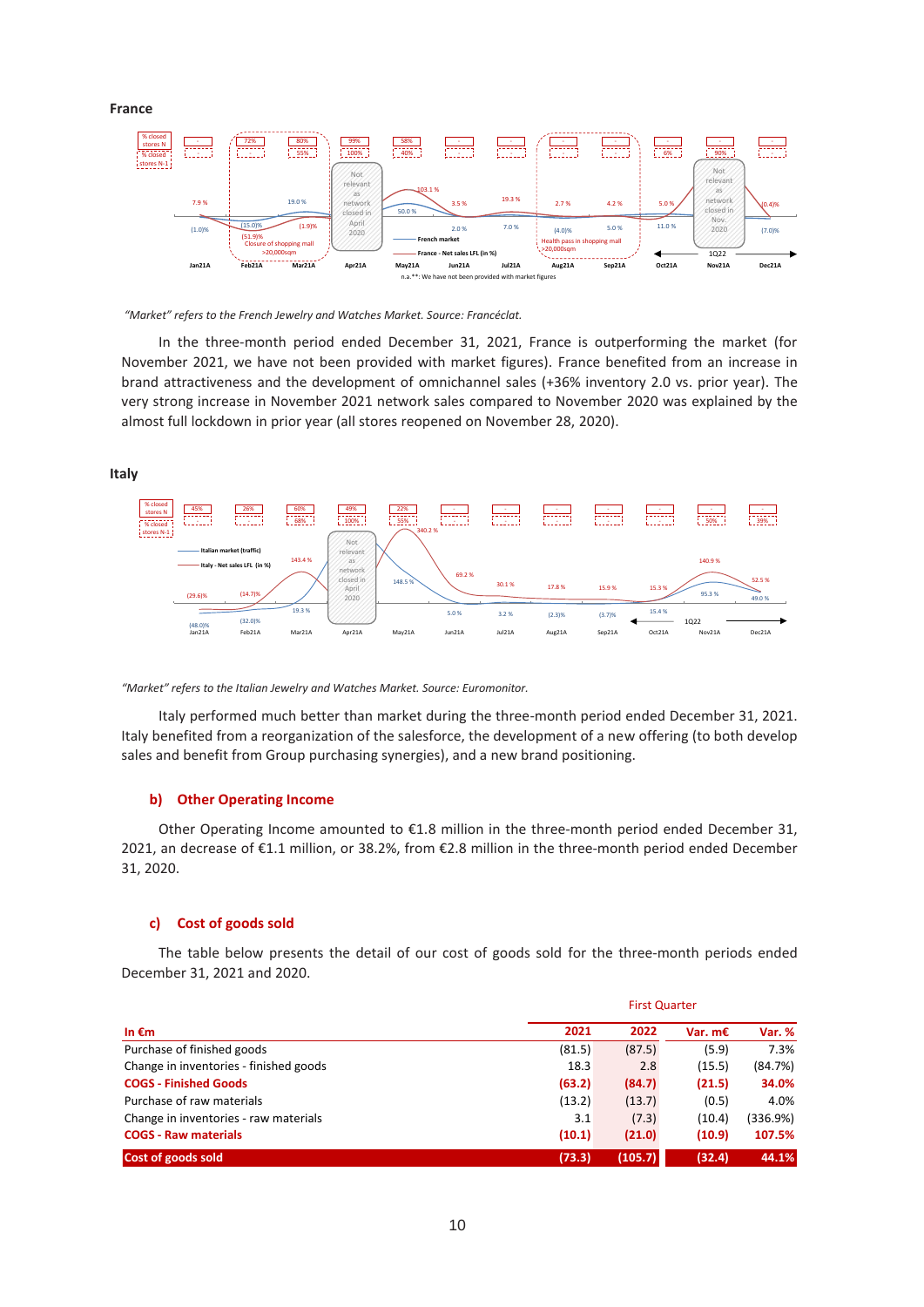**France**

*"Market" refers to the French Jewelry and Watches Market. Source: Francéclat.*

In the three-month period ended December 31, 2021, France is outperforming the market (for November 2021, we have not been provided with market figures). France benefited from an increase in brand attractiveness and the development of omnichannel sales (+36% inventory 2.0 vs. prior year). The very strong increase in November 2021 network sales compared to November 2020 was explained by the almost full lockdown in prior year (all stores reopened on November 28, 2020).

**Italy**

*"Market" refers to the Italian Jewelry and Watches Market. Source: Euromonitor.*

Italy performed much better than market during the three-month period ended December 31, 2021. Italy benefited from a reorganization of the salesforce, the development of a new offering (to both develop sales and benefit from Group purchasing synergies), and a new brand positioning.

### b) Other Operating Income

Other Operating Income amounted to €1.8 million in the three-month period ended December 31, 2021, an decrease of €1.1 million, or 38.2%, from €2.8 million in the three-month period ended December 31, 2020.

### c) Cost of goods sold

The table below presents the detail of our cost of goods sold for the three-month periods ended December 31, 2021 and 2020.

| | First Quarter | | | |
|---|---|---|---|---|
| **In €m** | **2021** | **2022** | **Var. m€** | **Var. %** |
| Purchase of finished goods | (81.5) | (87.5) | (5.9) | 7.3% |
| Change in inventories - finished goods | 18.3 | 2.8 | (15.5) | (84.7%) |
| **COGS - Finished Goods** | **(63.2)** | **(84.7)** | **(21.5)** | **34.0%** |
| Purchase of raw materials | (13.2) | (13.7) | (0.5) | 4.0% |
| Change in inventories - raw materials | 3.1 | (7.3) | (10.4) | (336.9%) |
| **COGS - Raw materials** | **(10.1)** | **(21.0)** | **(10.9)** | **107.5%** |
| **Cost of goods sold** | **(73.3)** | **(105.7)** | **(32.4)** | **44.1%** |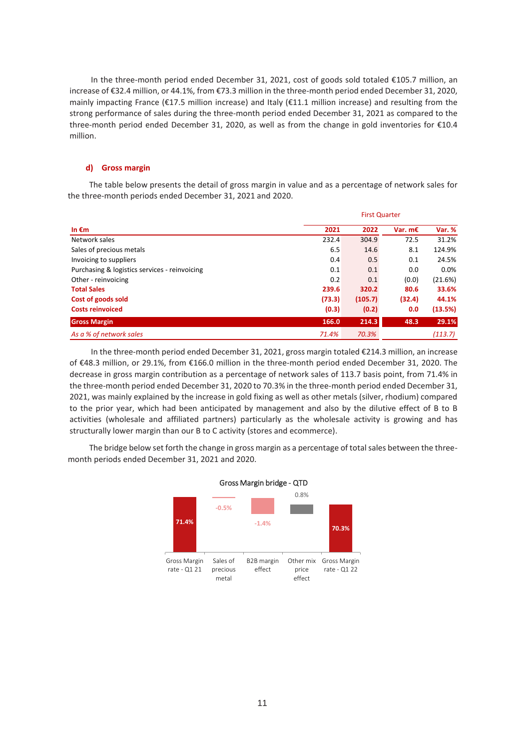In the three-month period ended December 31, 2021, cost of goods sold totaled €105.7 million, an increase of €32.4 million, or 44.1%, from €73.3 million in the three-month period ended December 31, 2020, mainly impacting France (€17.5 million increase) and Italy (€11.1 million increase) and resulting from the strong performance of sales during the three-month period ended December 31, 2021 as compared to the three-month period ended December 31, 2020, as well as from the change in gold inventories for €10.4 million.

### d) Gross margin

The table below presents the detail of gross margin in value and as a percentage of network sales for the three-month periods ended December 31, 2021 and 2020.

| In €m | First Quarter 2021 | 2022 | Var. m€ | Var. % |
|---|---|---|---|---|
| Network sales | 232.4 | 304.9 | 72.5 | 31.2% |
| Sales of precious metals | 6.5 | 14.6 | 8.1 | 124.9% |
| Invoicing to suppliers | 0.4 | 0.5 | 0.1 | 24.5% |
| Purchasing & logistics services - reinvoicing | 0.1 | 0.1 | 0.0 | 0.0% |
| Other - reinvoicing | 0.2 | 0.1 | (0.0) | (21.6%) |
| **Total Sales** | **239.6** | **320.2** | **80.6** | **33.6%** |
| **Cost of goods sold** | **(73.3)** | **(105.7)** | **(32.4)** | **44.1%** |
| **Costs reinvoiced** | **(0.3)** | **(0.2)** | **0.0** | **(13.5%)** |
| **Gross Margin** | **166.0** | **214.3** | **48.3** | **29.1%** |
| *As a % of network sales* | *71.4%* | *70.3%* | | *(113.7)* |

In the three-month period ended December 31, 2021, gross margin totaled €214.3 million, an increase of €48.3 million, or 29.1%, from €166.0 million in the three-month period ended December 31, 2020. The decrease in gross margin contribution as a percentage of network sales of 113.7 basis point, from 71.4% in the three-month period ended December 31, 2020 to 70.3% in the three-month period ended December 31, 2021, was mainly explained by the increase in gold fixing as well as other metals (silver, rhodium) compared to the prior year, which had been anticipated by management and also by the dilutive effect of B to B activities (wholesale and affiliated partners) particularly as the wholesale activity is growing and has structurally lower margin than our B to C activity (stores and ecommerce).

The bridge below set forth the change in gross margin as a percentage of total sales between the three-month periods ended December 31, 2021 and 2020.

Gross Margin bridge - QTD

| Gross Margin rate - Q1 21 | Sales of precious metal | B2B margin effect | Other mix price effect | Gross Margin rate - Q1 22 |
|---|---|---|---|---|
| 71.4% | -0.5% | -1.4% | 0.8% | 70.3% |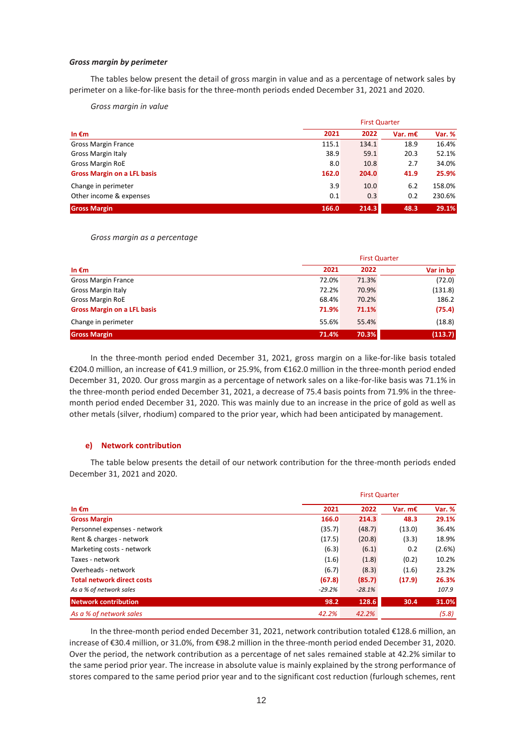***Gross margin by perimeter***

The tables below present the detail of gross margin in value and as a percentage of network sales by perimeter on a like-for-like basis for the three-month periods ended December 31, 2021 and 2020.

*Gross margin in value*

| | First Quarter | | | |
|---|---|---|---|---|
| **In €m** | **2021** | **2022** | **Var. m€** | **Var. %** |
| Gross Margin France | 115.1 | 134.1 | 18.9 | 16.4% |
| Gross Margin Italy | 38.9 | 59.1 | 20.3 | 52.1% |
| Gross Margin RoE | 8.0 | 10.8 | 2.7 | 34.0% |
| **Gross Margin on a LFL basis** | **162.0** | **204.0** | **41.9** | **25.9%** |
| Change in perimeter | 3.9 | 10.0 | 6.2 | 158.0% |
| Other income & expenses | 0.1 | 0.3 | 0.2 | 230.6% |
| **Gross Margin** | **166.0** | **214.3** | **48.3** | **29.1%** |

*Gross margin as a percentage*

| | First Quarter | | |
|---|---|---|---|
| **In €m** | **2021** | **2022** | **Var in bp** |
| Gross Margin France | 72.0% | 71.3% | (72.0) |
| Gross Margin Italy | 72.2% | 70.9% | (131.8) |
| Gross Margin RoE | 68.4% | 70.2% | 186.2 |
| **Gross Margin on a LFL basis** | **71.9%** | **71.1%** | **(75.4)** |
| Change in perimeter | 55.6% | 55.4% | (18.8) |
| **Gross Margin** | **71.4%** | **70.3%** | **(113.7)** |

In the three-month period ended December 31, 2021, gross margin on a like-for-like basis totaled €204.0 million, an increase of €41.9 million, or 25.9%, from €162.0 million in the three-month period ended December 31, 2020. Our gross margin as a percentage of network sales on a like-for-like basis was 71.1% in the three-month period ended December 31, 2021, a decrease of 75.4 basis points from 71.9% in the three-month period ended December 31, 2020. This was mainly due to an increase in the price of gold as well as other metals (silver, rhodium) compared to the prior year, which had been anticipated by management.

#### e) Network contribution

The table below presents the detail of our network contribution for the three-month periods ended December 31, 2021 and 2020.

| | First Quarter | | | |
|---|---|---|---|---|
| **In €m** | **2021** | **2022** | **Var. m€** | **Var. %** |
| **Gross Margin** | **166.0** | **214.3** | **48.3** | **29.1%** |
| Personnel expenses - network | (35.7) | (48.7) | (13.0) | 36.4% |
| Rent & charges - network | (17.5) | (20.8) | (3.3) | 18.9% |
| Marketing costs - network | (6.3) | (6.1) | 0.2 | (2.6%) |
| Taxes - network | (1.6) | (1.8) | (0.2) | 10.2% |
| Overheads - network | (6.7) | (8.3) | (1.6) | 23.2% |
| **Total network direct costs** | **(67.8)** | **(85.7)** | **(17.9)** | **26.3%** |
| *As a % of network sales* | *-29.2%* | *-28.1%* | | *107.9* |
| **Network contribution** | **98.2** | **128.6** | **30.4** | **31.0%** |
| *As a % of network sales* | *42.2%* | *42.2%* | | *(5.8)* |

In the three-month period ended December 31, 2021, network contribution totaled €128.6 million, an increase of €30.4 million, or 31.0%, from €98.2 million in the three-month period ended December 31, 2020. Over the period, the network contribution as a percentage of net sales remained stable at 42.2% similar to the same period prior year. The increase in absolute value is mainly explained by the strong performance of stores compared to the same period prior year and to the significant cost reduction (furlough schemes, rent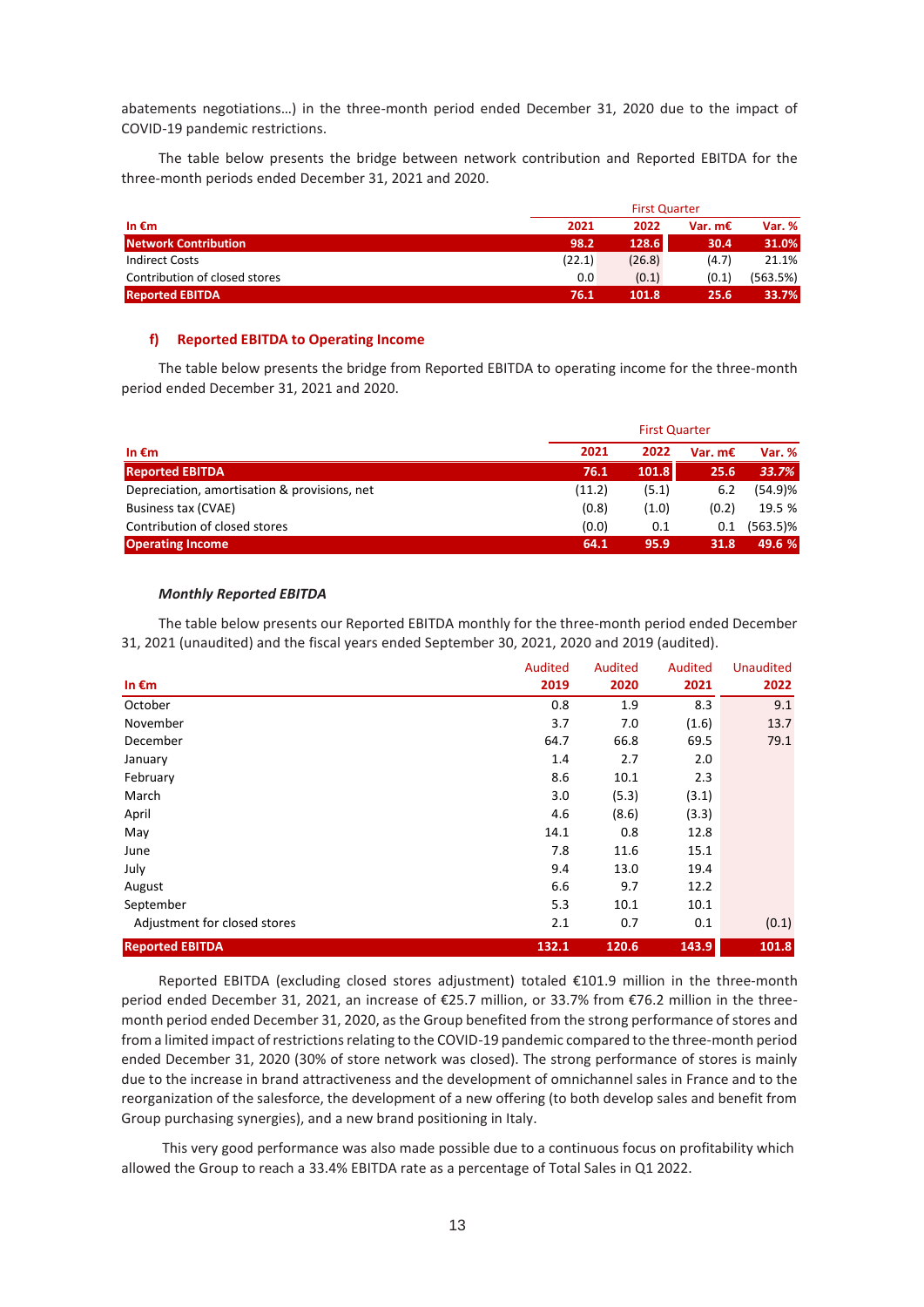abatements negotiations…) in the three-month period ended December 31, 2020 due to the impact of COVID-19 pandemic restrictions.

The table below presents the bridge between network contribution and Reported EBITDA for the three-month periods ended December 31, 2021 and 2020.

| | First Quarter | | | |
|---|---|---|---|---|
| **In €m** | **2021** | **2022** | **Var. m€** | **Var. %** |
| **Network Contribution** | **98.2** | **128.6** | **30.4** | **31.0%** |
| Indirect Costs | (22.1) | (26.8) | (4.7) | 21.1% |
| Contribution of closed stores | 0.0 | (0.1) | (0.1) | (563.5%) |
| **Reported EBITDA** | **76.1** | **101.8** | **25.6** | **33.7%** |

#### f) Reported EBITDA to Operating Income

The table below presents the bridge from Reported EBITDA to operating income for the three-month period ended December 31, 2021 and 2020.

| | First Quarter | | | |
|---|---|---|---|---|
| **In €m** | **2021** | **2022** | **Var. m€** | **Var. %** |
| **Reported EBITDA** | **76.1** | **101.8** | **25.6** | ***33.7%*** |
| Depreciation, amortisation & provisions, net | (11.2) | (5.1) | 6.2 | (54.9)% |
| Business tax (CVAE) | (0.8) | (1.0) | (0.2) | 19.5 % |
| Contribution of closed stores | (0.0) | 0.1 | 0.1 | (563.5)% |
| **Operating Income** | **64.1** | **95.9** | **31.8** | **49.6 %** |

***Monthly Reported EBITDA***

The table below presents our Reported EBITDA monthly for the three-month period ended December 31, 2021 (unaudited) and the fiscal years ended September 30, 2021, 2020 and 2019 (audited).

| **In €m** | Audited **2019** | Audited **2020** | Audited **2021** | Unaudited **2022** |
|---|---|---|---|---|
| October | 0.8 | 1.9 | 8.3 | 9.1 |
| November | 3.7 | 7.0 | (1.6) | 13.7 |
| December | 64.7 | 66.8 | 69.5 | 79.1 |
| January | 1.4 | 2.7 | 2.0 | |
| February | 8.6 | 10.1 | 2.3 | |
| March | 3.0 | (5.3) | (3.1) | |
| April | 4.6 | (8.6) | (3.3) | |
| May | 14.1 | 0.8 | 12.8 | |
| June | 7.8 | 11.6 | 15.1 | |
| July | 9.4 | 13.0 | 19.4 | |
| August | 6.6 | 9.7 | 12.2 | |
| September | 5.3 | 10.1 | 10.1 | |
| Adjustment for closed stores | 2.1 | 0.7 | 0.1 | (0.1) |
| **Reported EBITDA** | **132.1** | **120.6** | **143.9** | **101.8** |

Reported EBITDA (excluding closed stores adjustment) totaled €101.9 million in the three-month period ended December 31, 2021, an increase of €25.7 million, or 33.7% from €76.2 million in the three-month period ended December 31, 2020, as the Group benefited from the strong performance of stores and from a limited impact of restrictions relating to the COVID-19 pandemic compared to the three-month period ended December 31, 2020 (30% of store network was closed). The strong performance of stores is mainly due to the increase in brand attractiveness and the development of omnichannel sales in France and to the reorganization of the salesforce, the development of a new offering (to both develop sales and benefit from Group purchasing synergies), and a new brand positioning in Italy.

This very good performance was also made possible due to a continuous focus on profitability which allowed the Group to reach a 33.4% EBITDA rate as a percentage of Total Sales in Q1 2022.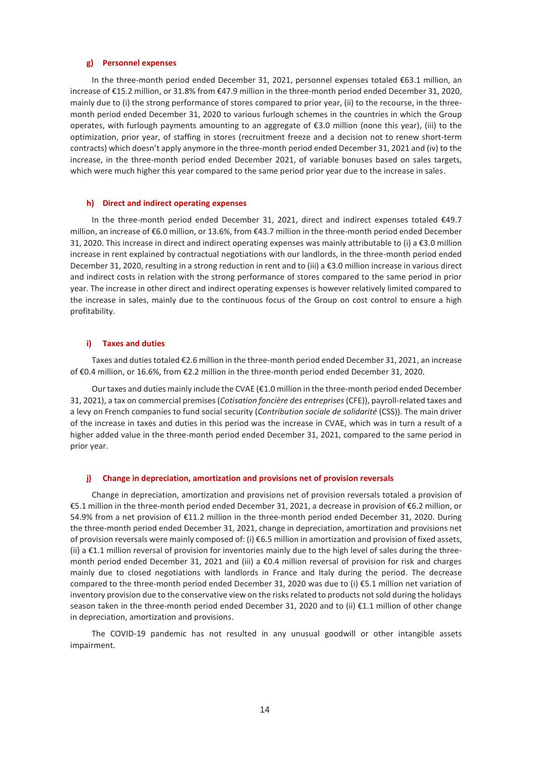#### g) Personnel expenses

In the three-month period ended December 31, 2021, personnel expenses totaled €63.1 million, an increase of €15.2 million, or 31.8% from €47.9 million in the three-month period ended December 31, 2020, mainly due to (i) the strong performance of stores compared to prior year, (ii) to the recourse, in the three-month period ended December 31, 2020 to various furlough schemes in the countries in which the Group operates, with furlough payments amounting to an aggregate of €3.0 million (none this year), (iii) to the optimization, prior year, of staffing in stores (recruitment freeze and a decision not to renew short-term contracts) which doesn't apply anymore in the three-month period ended December 31, 2021 and (iv) to the increase, in the three-month period ended December 2021, of variable bonuses based on sales targets, which were much higher this year compared to the same period prior year due to the increase in sales.

#### h) Direct and indirect operating expenses

In the three-month period ended December 31, 2021, direct and indirect expenses totaled €49.7 million, an increase of €6.0 million, or 13.6%, from €43.7 million in the three-month period ended December 31, 2020. This increase in direct and indirect operating expenses was mainly attributable to (i) a €3.0 million increase in rent explained by contractual negotiations with our landlords, in the three-month period ended December 31, 2020, resulting in a strong reduction in rent and to (iii) a €3.0 million increase in various direct and indirect costs in relation with the strong performance of stores compared to the same period in prior year. The increase in other direct and indirect operating expenses is however relatively limited compared to the increase in sales, mainly due to the continuous focus of the Group on cost control to ensure a high profitability.

#### i) Taxes and duties

Taxes and duties totaled €2.6 million in the three-month period ended December 31, 2021, an increase of €0.4 million, or 16.6%, from €2.2 million in the three-month period ended December 31, 2020.

Our taxes and duties mainly include the CVAE (€1.0 million in the three-month period ended December 31, 2021), a tax on commercial premises (*Cotisation foncière des entreprises* (CFE)), payroll-related taxes and a levy on French companies to fund social security (*Contribution sociale de solidarité* (CSS)). The main driver of the increase in taxes and duties in this period was the increase in CVAE, which was in turn a result of a higher added value in the three-month period ended December 31, 2021, compared to the same period in prior year.

#### j) Change in depreciation, amortization and provisions net of provision reversals

Change in depreciation, amortization and provisions net of provision reversals totaled a provision of €5.1 million in the three-month period ended December 31, 2021, a decrease in provision of €6.2 million, or 54.9% from a net provision of €11.2 million in the three-month period ended December 31, 2020. During the three-month period ended December 31, 2021, change in depreciation, amortization and provisions net of provision reversals were mainly composed of: (i) €6.5 million in amortization and provision of fixed assets, (ii) a €1.1 million reversal of provision for inventories mainly due to the high level of sales during the three-month period ended December 31, 2021 and (iii) a €0.4 million reversal of provision for risk and charges mainly due to closed negotiations with landlords in France and Italy during the period. The decrease compared to the three-month period ended December 31, 2020 was due to (i) €5.1 million net variation of inventory provision due to the conservative view on the risks related to products not sold during the holidays season taken in the three-month period ended December 31, 2020 and to (ii) €1.1 million of other change in depreciation, amortization and provisions.

The COVID-19 pandemic has not resulted in any unusual goodwill or other intangible assets impairment.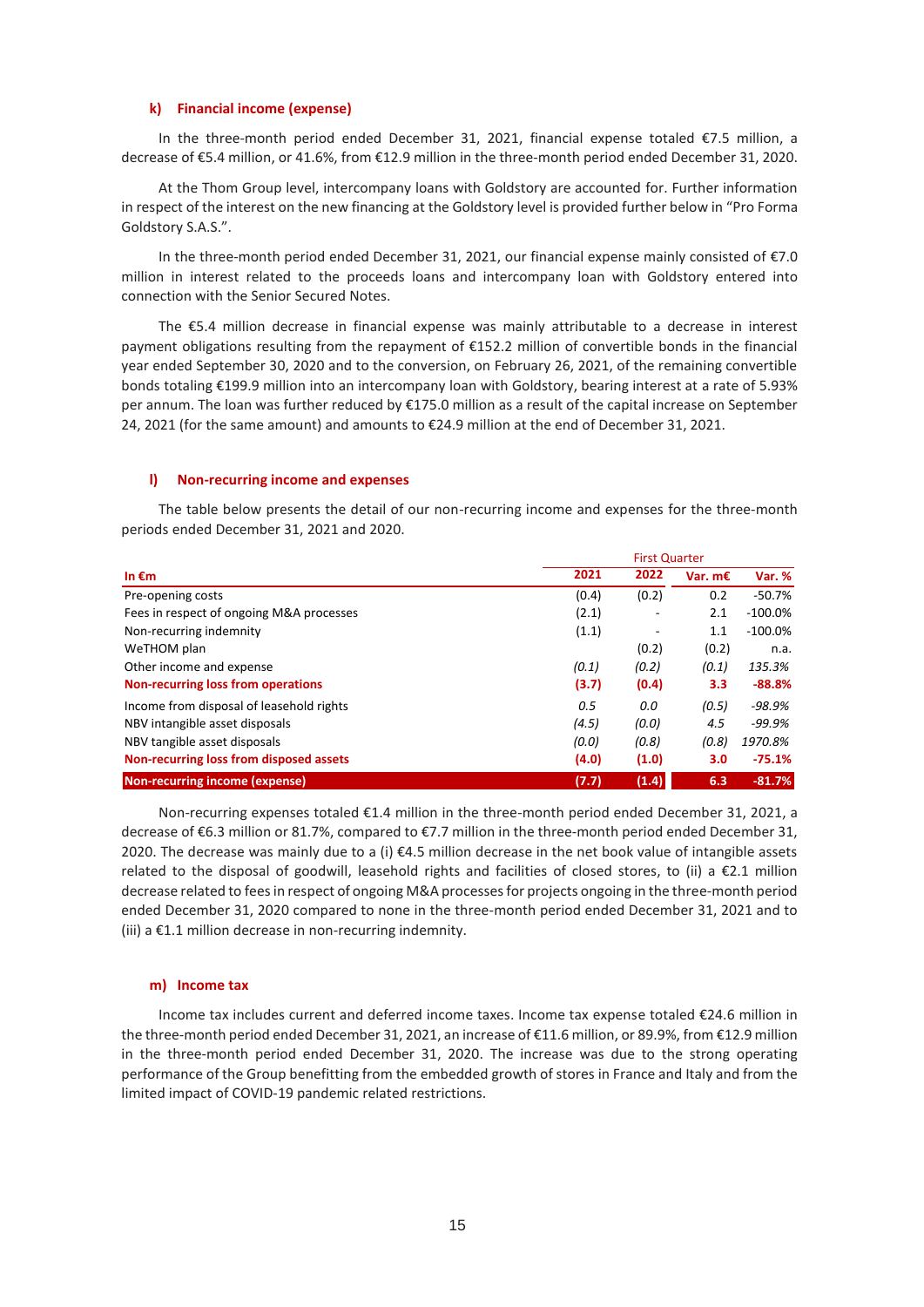### k) Financial income (expense)

In the three-month period ended December 31, 2021, financial expense totaled €7.5 million, a decrease of €5.4 million, or 41.6%, from €12.9 million in the three-month period ended December 31, 2020.

At the Thom Group level, intercompany loans with Goldstory are accounted for. Further information in respect of the interest on the new financing at the Goldstory level is provided further below in "Pro Forma Goldstory S.A.S.".

In the three-month period ended December 31, 2021, our financial expense mainly consisted of €7.0 million in interest related to the proceeds loans and intercompany loan with Goldstory entered into connection with the Senior Secured Notes.

The €5.4 million decrease in financial expense was mainly attributable to a decrease in interest payment obligations resulting from the repayment of €152.2 million of convertible bonds in the financial year ended September 30, 2020 and to the conversion, on February 26, 2021, of the remaining convertible bonds totaling €199.9 million into an intercompany loan with Goldstory, bearing interest at a rate of 5.93% per annum. The loan was further reduced by €175.0 million as a result of the capital increase on September 24, 2021 (for the same amount) and amounts to €24.9 million at the end of December 31, 2021.

### l) Non-recurring income and expenses

The table below presents the detail of our non-recurring income and expenses for the three-month periods ended December 31, 2021 and 2020.

| In €m | First Quarter | | | |
|---|---|---|---|---|
| | 2021 | 2022 | Var. m€ | Var. % |
| Pre-opening costs | (0.4) | (0.2) | 0.2 | -50.7% |
| Fees in respect of ongoing M&A processes | (2.1) | - | 2.1 | -100.0% |
| Non-recurring indemnity | (1.1) | - | 1.1 | -100.0% |
| WeTHOM plan | | (0.2) | (0.2) | n.a. |
| Other income and expense | *(0.1)* | *(0.2)* | *(0.1)* | *135.3%* |
| **Non-recurring loss from operations** | **(3.7)** | **(0.4)** | **3.3** | **-88.8%** |
| Income from disposal of leasehold rights | *0.5* | *0.0* | *(0.5)* | *-98.9%* |
| NBV intangible asset disposals | *(4.5)* | *(0.0)* | *4.5* | *-99.9%* |
| NBV tangible asset disposals | *(0.0)* | *(0.8)* | *(0.8)* | *1970.8%* |
| **Non-recurring loss from disposed assets** | **(4.0)** | **(1.0)** | **3.0** | **-75.1%** |
| **Non-recurring income (expense)** | **(7.7)** | **(1.4)** | **6.3** | **-81.7%** |

Non-recurring expenses totaled €1.4 million in the three-month period ended December 31, 2021, a decrease of €6.3 million or 81.7%, compared to €7.7 million in the three-month period ended December 31, 2020. The decrease was mainly due to a (i) €4.5 million decrease in the net book value of intangible assets related to the disposal of goodwill, leasehold rights and facilities of closed stores, to (ii) a €2.1 million decrease related to fees in respect of ongoing M&A processes for projects ongoing in the three-month period ended December 31, 2020 compared to none in the three-month period ended December 31, 2021 and to (iii) a €1.1 million decrease in non-recurring indemnity.

### m) Income tax

Income tax includes current and deferred income taxes. Income tax expense totaled €24.6 million in the three-month period ended December 31, 2021, an increase of €11.6 million, or 89.9%, from €12.9 million in the three-month period ended December 31, 2020. The increase was due to the strong operating performance of the Group benefitting from the embedded growth of stores in France and Italy and from the limited impact of COVID-19 pandemic related restrictions.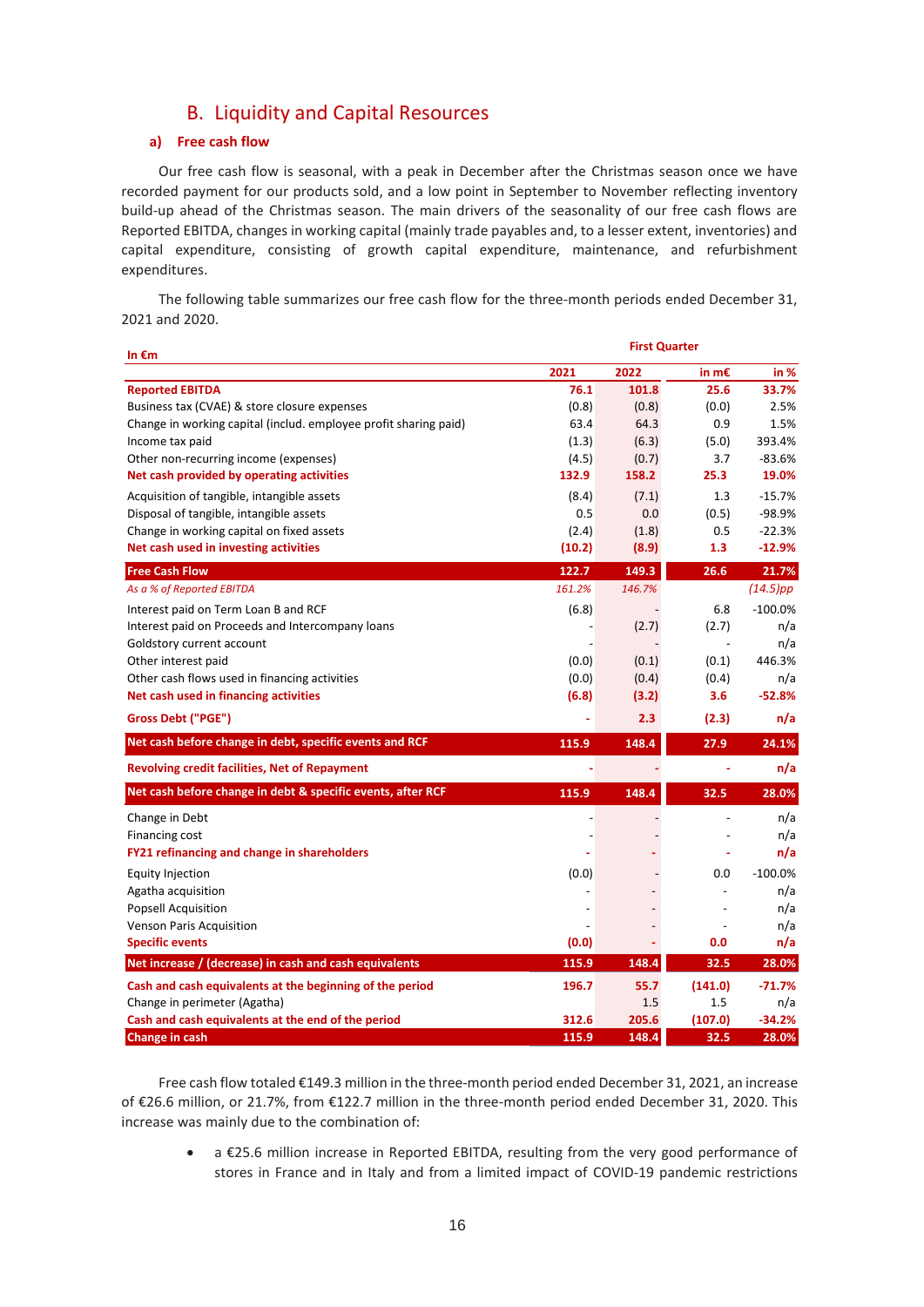## B. Liquidity and Capital Resources

### a) Free cash flow

Our free cash flow is seasonal, with a peak in December after the Christmas season once we have recorded payment for our products sold, and a low point in September to November reflecting inventory build-up ahead of the Christmas season. The main drivers of the seasonality of our free cash flows are Reported EBITDA, changes in working capital (mainly trade payables and, to a lesser extent, inventories) and capital expenditure, consisting of growth capital expenditure, maintenance, and refurbishment expenditures.

The following table summarizes our free cash flow for the three-month periods ended December 31, 2021 and 2020.

| In €m | First Quarter | | | |
|---|---|---|---|---|
| | 2021 | 2022 | in m€ | in % |
| **Reported EBITDA** | **76.1** | **101.8** | **25.6** | **33.7%** |
| Business tax (CVAE) & store closure expenses | (0.8) | (0.8) | (0.0) | 2.5% |
| Change in working capital (includ. employee profit sharing paid) | 63.4 | 64.3 | 0.9 | 1.5% |
| Income tax paid | (1.3) | (6.3) | (5.0) | 393.4% |
| Other non-recurring income (expenses) | (4.5) | (0.7) | 3.7 | -83.6% |
| **Net cash provided by operating activities** | **132.9** | **158.2** | **25.3** | **19.0%** |
| Acquisition of tangible, intangible assets | (8.4) | (7.1) | 1.3 | -15.7% |
| Disposal of tangible, intangible assets | 0.5 | 0.0 | (0.5) | -98.9% |
| Change in working capital on fixed assets | (2.4) | (1.8) | 0.5 | -22.3% |
| **Net cash used in investing activities** | **(10.2)** | **(8.9)** | **1.3** | **-12.9%** |
| **Free Cash Flow** | **122.7** | **149.3** | **26.6** | **21.7%** |
| *As a % of Reported EBITDA* | *161.2%* | *146.7%* | | *(14.5)pp* |
| Interest paid on Term Loan B and RCF | (6.8) | - | 6.8 | -100.0% |
| Interest paid on Proceeds and Intercompany loans | - | (2.7) | (2.7) | n/a |
| Goldstory current account | - | - | - | n/a |
| Other interest paid | (0.0) | (0.1) | (0.1) | 446.3% |
| Other cash flows used in financing activities | (0.0) | (0.4) | (0.4) | n/a |
| **Net cash used in financing activities** | **(6.8)** | **(3.2)** | **3.6** | **-52.8%** |
| **Gross Debt ("PGE")** | **-** | **2.3** | **(2.3)** | **n/a** |
| **Net cash before change in debt, specific events and RCF** | **115.9** | **148.4** | **27.9** | **24.1%** |
| **Revolving credit facilities, Net of Repayment** | **-** | **-** | **-** | **n/a** |
| **Net cash before change in debt & specific events, after RCF** | **115.9** | **148.4** | **32.5** | **28.0%** |
| Change in Debt | - | - | - | n/a |
| Financing cost | - | - | - | n/a |
| **FY21 refinancing and change in shareholders** | **-** | **-** | **-** | **n/a** |
| Equity Injection | (0.0) | - | 0.0 | -100.0% |
| Agatha acquisition | - | - | - | n/a |
| Popsell Acquisition | - | - | - | n/a |
| Venson Paris Acquisition | - | - | - | n/a |
| **Specific events** | **(0.0)** | **-** | **0.0** | **n/a** |
| **Net increase / (decrease) in cash and cash equivalents** | **115.9** | **148.4** | **32.5** | **28.0%** |
| **Cash and cash equivalents at the beginning of the period** | **196.7** | **55.7** | **(141.0)** | **-71.7%** |
| Change in perimeter (Agatha) | | 1.5 | 1.5 | n/a |
| **Cash and cash equivalents at the end of the period** | **312.6** | **205.6** | **(107.0)** | **-34.2%** |
| **Change in cash** | **115.9** | **148.4** | **32.5** | **28.0%** |

Free cash flow totaled €149.3 million in the three-month period ended December 31, 2021, an increase of €26.6 million, or 21.7%, from €122.7 million in the three-month period ended December 31, 2020. This increase was mainly due to the combination of:

- a €25.6 million increase in Reported EBITDA, resulting from the very good performance of stores in France and in Italy and from a limited impact of COVID-19 pandemic restrictions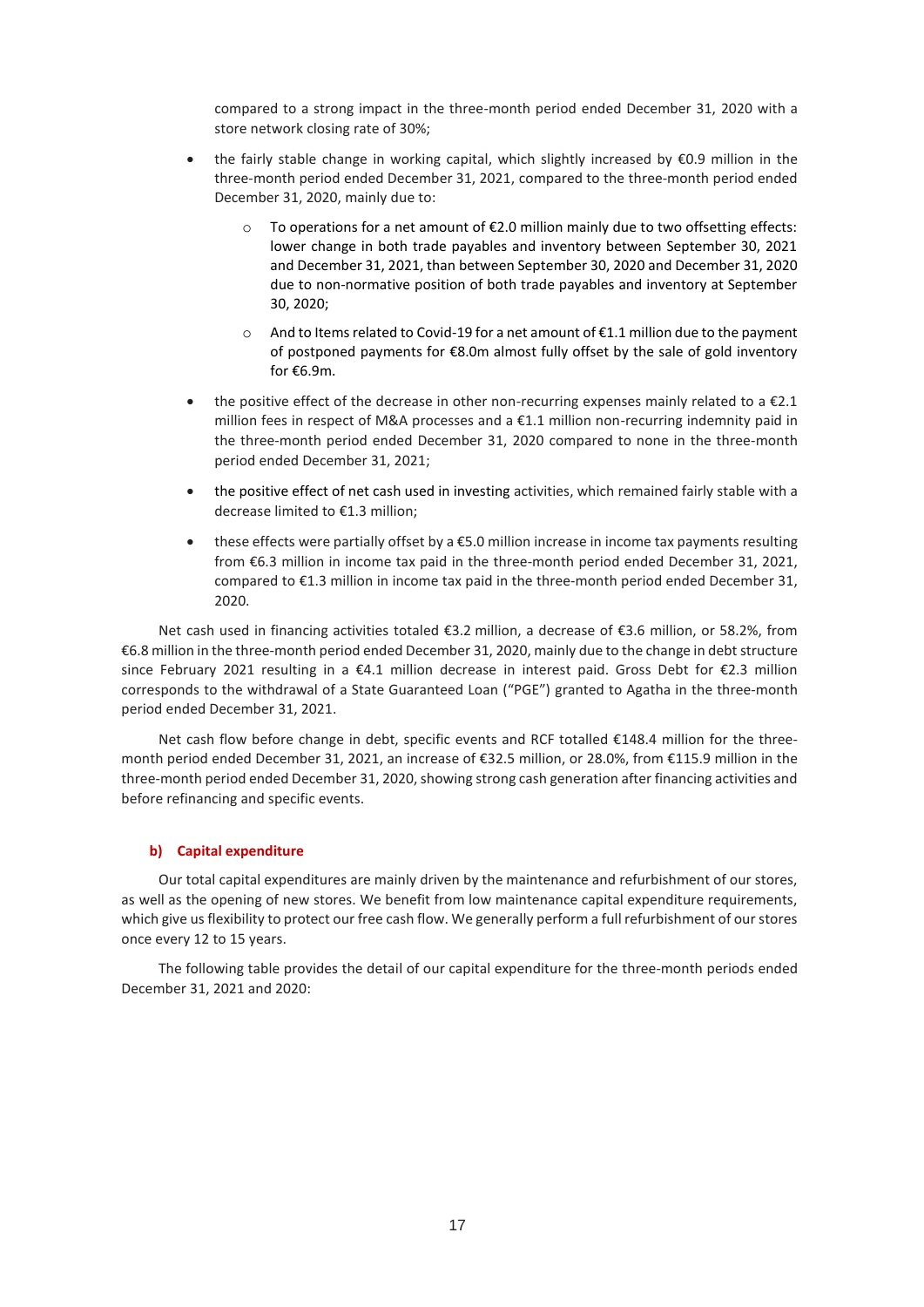compared to a strong impact in the three-month period ended December 31, 2020 with a store network closing rate of 30%;

- the fairly stable change in working capital, which slightly increased by €0.9 million in the three-month period ended December 31, 2021, compared to the three-month period ended December 31, 2020, mainly due to:
  - To operations for a net amount of €2.0 million mainly due to two offsetting effects: lower change in both trade payables and inventory between September 30, 2021 and December 31, 2021, than between September 30, 2020 and December 31, 2020 due to non-normative position of both trade payables and inventory at September 30, 2020;
  - And to Items related to Covid-19 for a net amount of €1.1 million due to the payment of postponed payments for €8.0m almost fully offset by the sale of gold inventory for €6.9m.
- the positive effect of the decrease in other non-recurring expenses mainly related to a €2.1 million fees in respect of M&A processes and a €1.1 million non-recurring indemnity paid in the three-month period ended December 31, 2020 compared to none in the three-month period ended December 31, 2021;
- the positive effect of net cash used in investing activities, which remained fairly stable with a decrease limited to €1.3 million;
- these effects were partially offset by a €5.0 million increase in income tax payments resulting from €6.3 million in income tax paid in the three-month period ended December 31, 2021, compared to €1.3 million in income tax paid in the three-month period ended December 31, 2020.

Net cash used in financing activities totaled €3.2 million, a decrease of €3.6 million, or 58.2%, from €6.8 million in the three-month period ended December 31, 2020, mainly due to the change in debt structure since February 2021 resulting in a €4.1 million decrease in interest paid. Gross Debt for €2.3 million corresponds to the withdrawal of a State Guaranteed Loan ("PGE") granted to Agatha in the three-month period ended December 31, 2021.

Net cash flow before change in debt, specific events and RCF totalled €148.4 million for the three-month period ended December 31, 2021, an increase of €32.5 million, or 28.0%, from €115.9 million in the three-month period ended December 31, 2020, showing strong cash generation after financing activities and before refinancing and specific events.

### b) Capital expenditure

Our total capital expenditures are mainly driven by the maintenance and refurbishment of our stores, as well as the opening of new stores. We benefit from low maintenance capital expenditure requirements, which give us flexibility to protect our free cash flow. We generally perform a full refurbishment of our stores once every 12 to 15 years.

The following table provides the detail of our capital expenditure for the three-month periods ended December 31, 2021 and 2020: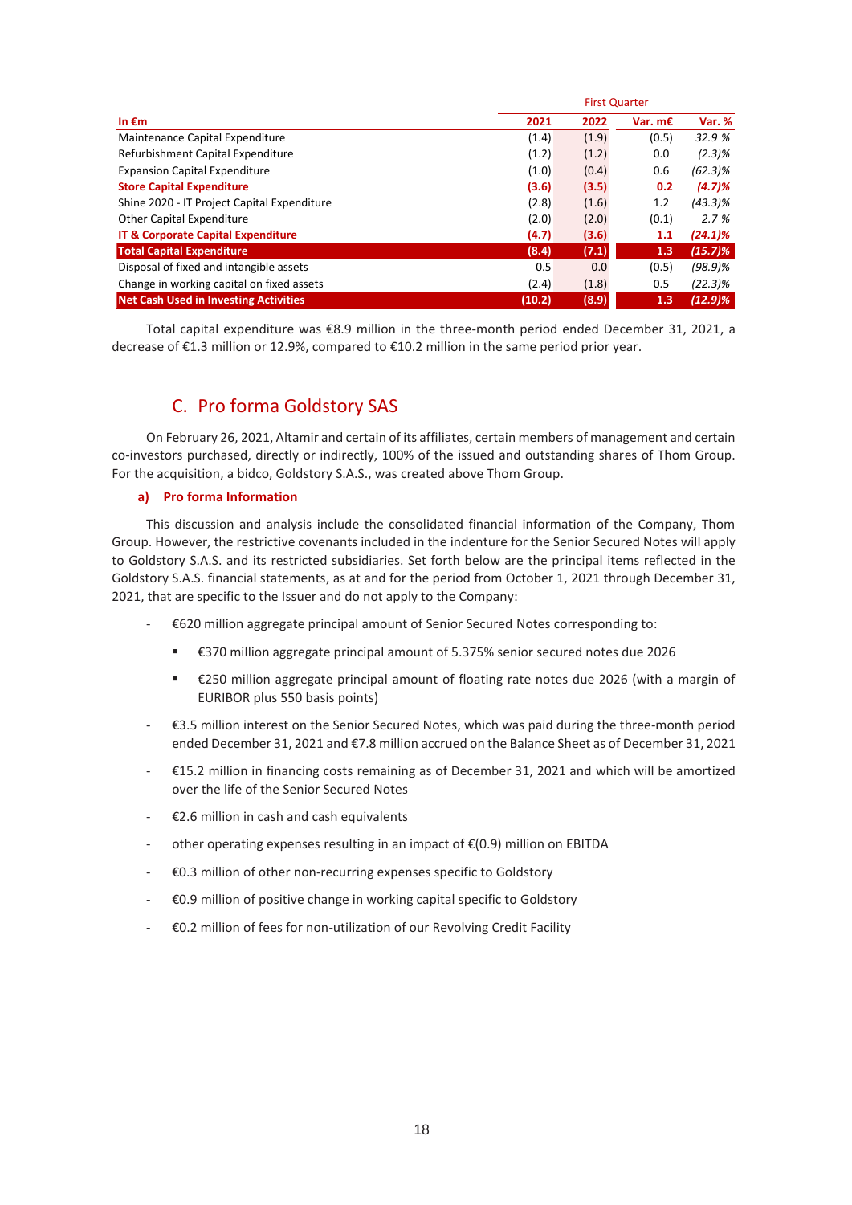| In €m | First Quarter | | | |
|---|---|---|---|---|
| | **2021** | **2022** | **Var. m€** | **Var. %** |
| Maintenance Capital Expenditure | (1.4) | (1.9) | (0.5) | *32.9 %* |
| Refurbishment Capital Expenditure | (1.2) | (1.2) | 0.0 | *(2.3)%* |
| Expansion Capital Expenditure | (1.0) | (0.4) | 0.6 | *(62.3)%* |
| **Store Capital Expenditure** | **(3.6)** | **(3.5)** | **0.2** | ***(4.7)%*** |
| Shine 2020 - IT Project Capital Expenditure | (2.8) | (1.6) | 1.2 | *(43.3)%* |
| Other Capital Expenditure | (2.0) | (2.0) | (0.1) | *2.7 %* |
| **IT & Corporate Capital Expenditure** | **(4.7)** | **(3.6)** | **1.1** | ***(24.1)%*** |
| **Total Capital Expenditure** | **(8.4)** | **(7.1)** | **1.3** | ***(15.7)%*** |
| Disposal of fixed and intangible assets | 0.5 | 0.0 | (0.5) | *(98.9)%* |
| Change in working capital on fixed assets | (2.4) | (1.8) | 0.5 | *(22.3)%* |
| **Net Cash Used in Investing Activities** | **(10.2)** | **(8.9)** | **1.3** | ***(12.9)%*** |

Total capital expenditure was €8.9 million in the three-month period ended December 31, 2021, a decrease of €1.3 million or 12.9%, compared to €10.2 million in the same period prior year.

## C. Pro forma Goldstory SAS

On February 26, 2021, Altamir and certain of its affiliates, certain members of management and certain co-investors purchased, directly or indirectly, 100% of the issued and outstanding shares of Thom Group. For the acquisition, a bidco, Goldstory S.A.S., was created above Thom Group.

### a) Pro forma Information

This discussion and analysis include the consolidated financial information of the Company, Thom Group. However, the restrictive covenants included in the indenture for the Senior Secured Notes will apply to Goldstory S.A.S. and its restricted subsidiaries. Set forth below are the principal items reflected in the Goldstory S.A.S. financial statements, as at and for the period from October 1, 2021 through December 31, 2021, that are specific to the Issuer and do not apply to the Company:

- €620 million aggregate principal amount of Senior Secured Notes corresponding to:
  - €370 million aggregate principal amount of 5.375% senior secured notes due 2026
  - €250 million aggregate principal amount of floating rate notes due 2026 (with a margin of EURIBOR plus 550 basis points)
- €3.5 million interest on the Senior Secured Notes, which was paid during the three-month period ended December 31, 2021 and €7.8 million accrued on the Balance Sheet as of December 31, 2021
- €15.2 million in financing costs remaining as of December 31, 2021 and which will be amortized over the life of the Senior Secured Notes
- €2.6 million in cash and cash equivalents
- other operating expenses resulting in an impact of €(0.9) million on EBITDA
- €0.3 million of other non-recurring expenses specific to Goldstory
- €0.9 million of positive change in working capital specific to Goldstory
- €0.2 million of fees for non-utilization of our Revolving Credit Facility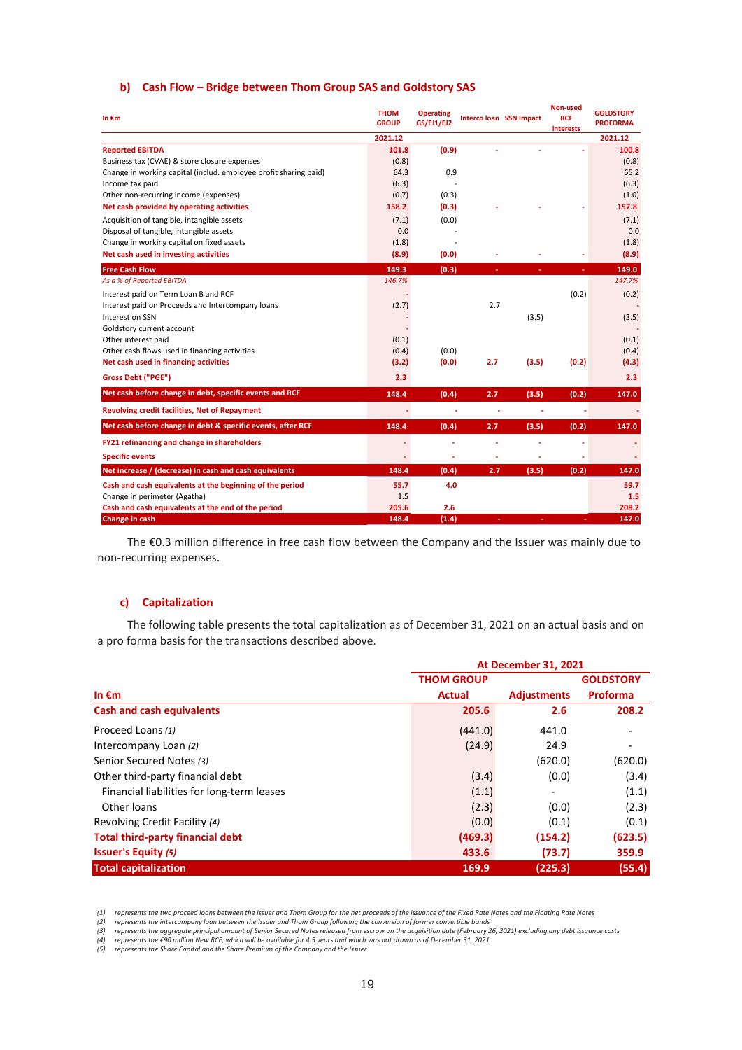### b) Cash Flow – Bridge between Thom Group SAS and Goldstory SAS

| In €m | THOM GROUP | Operating GS/EJ1/EJ2 | Interco loan | SSN Impact | Non-used RCF interests | GOLDSTORY PROFORMA |
|---|---|---|---|---|---|---|
| | 2021.12 | | | | | 2021.12 |
| **Reported EBITDA** | **101.8** | **(0.9)** | - | - | - | **100.8** |
| Business tax (CVAE) & store closure expenses | (0.8) | | | | | (0.8) |
| Change in working capital (includ. employee profit sharing paid) | 64.3 | 0.9 | | | | 65.2 |
| Income tax paid | (6.3) | - | | | | (6.3) |
| Other non-recurring income (expenses) | (0.7) | (0.3) | | | | (1.0) |
| **Net cash provided by operating activities** | **158.2** | **(0.3)** | - | - | - | **157.8** |
| Acquisition of tangible, intangible assets | (7.1) | (0.0) | | | | (7.1) |
| Disposal of tangible, intangible assets | 0.0 | - | | | | 0.0 |
| Change in working capital on fixed assets | (1.8) | - | | | | (1.8) |
| **Net cash used in investing activities** | **(8.9)** | **(0.0)** | - | - | - | **(8.9)** |
| **Free Cash Flow** | **149.3** | **(0.3)** | - | - | - | **149.0** |
| *As a % of Reported EBITDA* | *146.7%* | | | | | *147.7%* |
| Interest paid on Term Loan B and RCF | - | | | | (0.2) | (0.2) |
| Interest paid on Proceeds and Intercompany loans | (2.7) | | 2.7 | | | - |
| Interest on SSN | - | | | (3.5) | | (3.5) |
| Goldstory current account | - | | | | | - |
| Other interest paid | (0.1) | | | | | (0.1) |
| Other cash flows used in financing activities | (0.4) | (0.0) | | | | (0.4) |
| **Net cash used in financing activities** | **(3.2)** | **(0.0)** | **2.7** | **(3.5)** | **(0.2)** | **(4.3)** |
| **Gross Debt ("PGE")** | **2.3** | | | | | **2.3** |
| **Net cash before change in debt, specific events and RCF** | **148.4** | **(0.4)** | **2.7** | **(3.5)** | **(0.2)** | **147.0** |
| **Revolving credit facilities, Net of Repayment** | - | - | - | - | - | - |
| **Net cash before change in debt & specific events, after RCF** | **148.4** | **(0.4)** | **2.7** | **(3.5)** | **(0.2)** | **147.0** |
| **FY21 refinancing and change in shareholders** | - | - | - | - | - | - |
| **Specific events** | - | - | - | - | - | - |
| **Net increase / (decrease) in cash and cash equivalents** | **148.4** | **(0.4)** | **2.7** | **(3.5)** | **(0.2)** | **147.0** |
| **Cash and cash equivalents at the beginning of the period** | **55.7** | **4.0** | | | | **59.7** |
| Change in perimeter (Agatha) | 1.5 | | | | | 1.5 |
| **Cash and cash equivalents at the end of the period** | **205.6** | **2.6** | | | | **208.2** |
| **Change in cash** | **148.4** | **(1.4)** | - | - | - | **147.0** |

The €0.3 million difference in free cash flow between the Company and the Issuer was mainly due to non-recurring expenses.

### c) Capitalization

The following table presents the total capitalization as of December 31, 2021 on an actual basis and on a pro forma basis for the transactions described above.

| | At December 31, 2021 | | |
|---|---|---|---|
| | THOM GROUP | | GOLDSTORY |
| In €m | Actual | Adjustments | Proforma |
| **Cash and cash equivalents** | **205.6** | **2.6** | **208.2** |
| Proceed Loans *(1)* | (441.0) | 441.0 | - |
| Intercompany Loan *(2)* | (24.9) | 24.9 | - |
| Senior Secured Notes *(3)* | | (620.0) | (620.0) |
| Other third-party financial debt | (3.4) | (0.0) | (3.4) |
| Financial liabilities for long-term leases | (1.1) | - | (1.1) |
| Other loans | (2.3) | (0.0) | (2.3) |
| Revolving Credit Facility *(4)* | (0.0) | (0.1) | (0.1) |
| **Total third-party financial debt** | **(469.3)** | **(154.2)** | **(623.5)** |
| **Issuer's Equity *(5)*** | **433.6** | **(73.7)** | **359.9** |
| **Total capitalization** | **169.9** | **(225.3)** | **(55.4)** |

*(1) represents the two proceed loans between the Issuer and Thom Group for the net proceeds of the issuance of the Fixed Rate Notes and the Floating Rate Notes*
*(2) represents the intercompany loan between the Issuer and Thom Group following the conversion of former convertible bonds*
*(3) represents the aggregate principal amount of Senior Secured Notes released from escrow on the acquisition date (February 26, 2021) excluding any debt issuance costs*
*(4) represents the €90 million New RCF, which will be available for 4.5 years and which was not drawn as of December 31, 2021*
*(5) represents the Share Capital and the Share Premium of the Company and the Issuer*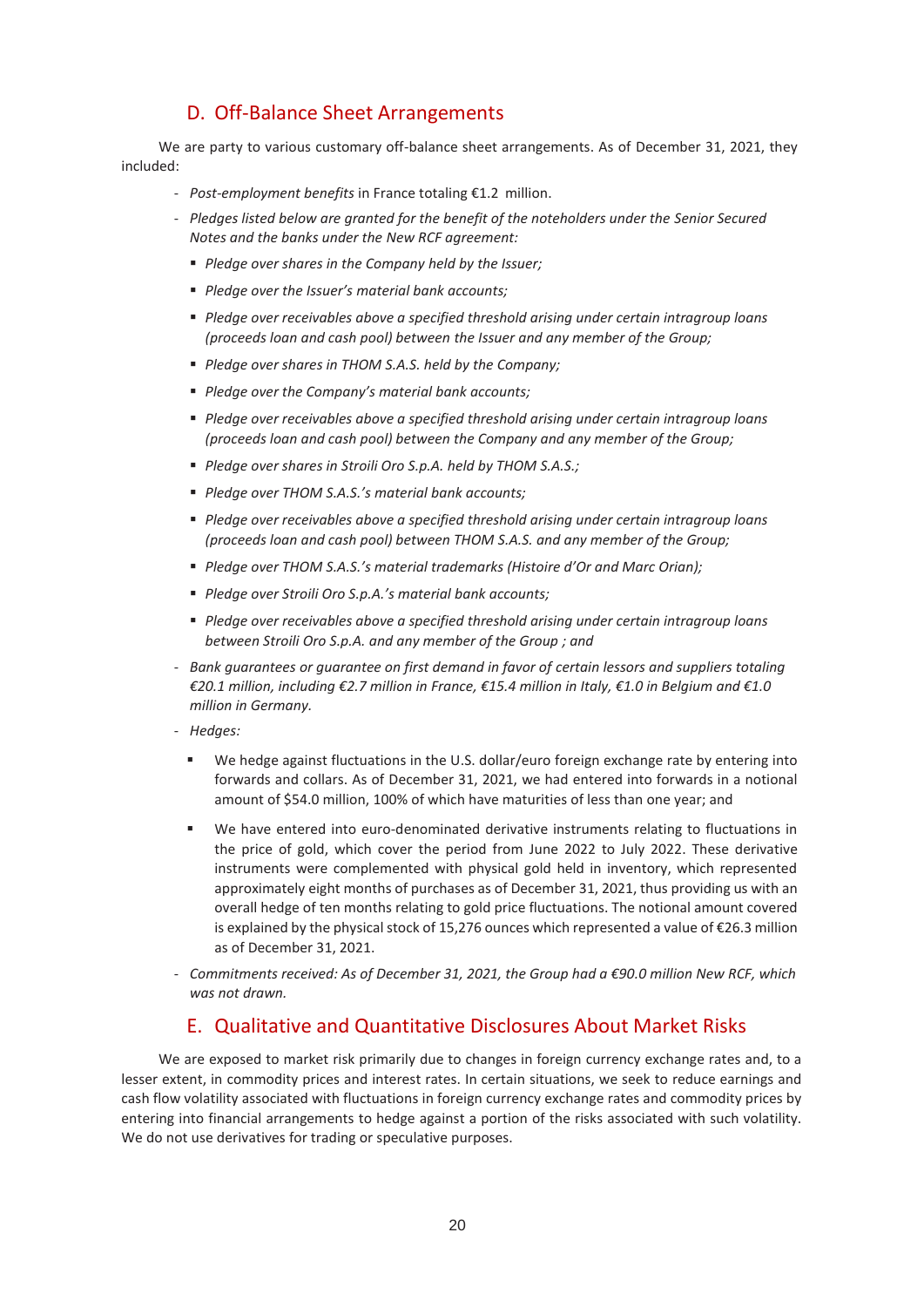## D. Off-Balance Sheet Arrangements

We are party to various customary off-balance sheet arrangements. As of December 31, 2021, they included:

- *Post-employment benefits* in France totaling €1.2 million.
- *Pledges listed below are granted for the benefit of the noteholders under the Senior Secured Notes and the banks under the New RCF agreement:*
  - *Pledge over shares in the Company held by the Issuer;*
  - *Pledge over the Issuer's material bank accounts;*
  - *Pledge over receivables above a specified threshold arising under certain intragroup loans (proceeds loan and cash pool) between the Issuer and any member of the Group;*
  - *Pledge over shares in THOM S.A.S. held by the Company;*
  - *Pledge over the Company's material bank accounts;*
  - *Pledge over receivables above a specified threshold arising under certain intragroup loans (proceeds loan and cash pool) between the Company and any member of the Group;*
  - *Pledge over shares in Stroili Oro S.p.A. held by THOM S.A.S.;*
  - *Pledge over THOM S.A.S.'s material bank accounts;*
  - *Pledge over receivables above a specified threshold arising under certain intragroup loans (proceeds loan and cash pool) between THOM S.A.S. and any member of the Group;*
  - *Pledge over THOM S.A.S.'s material trademarks (Histoire d'Or and Marc Orian);*
  - *Pledge over Stroili Oro S.p.A.'s material bank accounts;*
  - *Pledge over receivables above a specified threshold arising under certain intragroup loans between Stroili Oro S.p.A. and any member of the Group ; and*
- *Bank guarantees or guarantee on first demand in favor of certain lessors and suppliers totaling €20.1 million, including €2.7 million in France, €15.4 million in Italy, €1.0 in Belgium and €1.0 million in Germany.*
- *Hedges:*
  - We hedge against fluctuations in the U.S. dollar/euro foreign exchange rate by entering into forwards and collars. As of December 31, 2021, we had entered into forwards in a notional amount of $54.0 million, 100% of which have maturities of less than one year; and
  - We have entered into euro-denominated derivative instruments relating to fluctuations in the price of gold, which cover the period from June 2022 to July 2022. These derivative instruments were complemented with physical gold held in inventory, which represented approximately eight months of purchases as of December 31, 2021, thus providing us with an overall hedge of ten months relating to gold price fluctuations. The notional amount covered is explained by the physical stock of 15,276 ounces which represented a value of €26.3 million as of December 31, 2021.
- *Commitments received: As of December 31, 2021, the Group had a €90.0 million New RCF, which was not drawn.*

## E. Qualitative and Quantitative Disclosures About Market Risks

We are exposed to market risk primarily due to changes in foreign currency exchange rates and, to a lesser extent, in commodity prices and interest rates. In certain situations, we seek to reduce earnings and cash flow volatility associated with fluctuations in foreign currency exchange rates and commodity prices by entering into financial arrangements to hedge against a portion of the risks associated with such volatility. We do not use derivatives for trading or speculative purposes.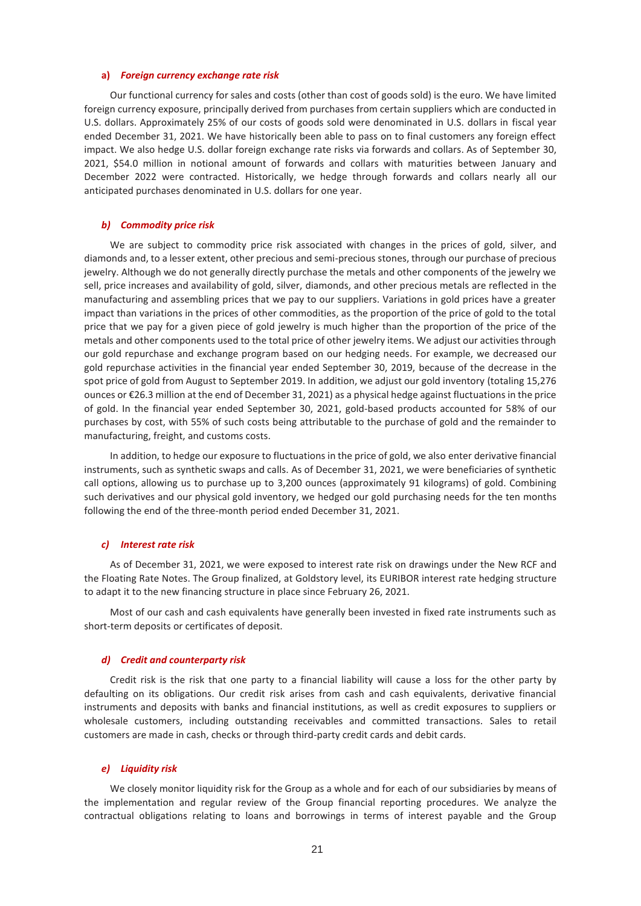#### a) *Foreign currency exchange rate risk*

Our functional currency for sales and costs (other than cost of goods sold) is the euro. We have limited foreign currency exposure, principally derived from purchases from certain suppliers which are conducted in U.S. dollars. Approximately 25% of our costs of goods sold were denominated in U.S. dollars in fiscal year ended December 31, 2021. We have historically been able to pass on to final customers any foreign effect impact. We also hedge U.S. dollar foreign exchange rate risks via forwards and collars. As of September 30, 2021, $54.0 million in notional amount of forwards and collars with maturities between January and December 2022 were contracted. Historically, we hedge through forwards and collars nearly all our anticipated purchases denominated in U.S. dollars for one year.

#### *b) Commodity price risk*

We are subject to commodity price risk associated with changes in the prices of gold, silver, and diamonds and, to a lesser extent, other precious and semi-precious stones, through our purchase of precious jewelry. Although we do not generally directly purchase the metals and other components of the jewelry we sell, price increases and availability of gold, silver, diamonds, and other precious metals are reflected in the manufacturing and assembling prices that we pay to our suppliers. Variations in gold prices have a greater impact than variations in the prices of other commodities, as the proportion of the price of gold to the total price that we pay for a given piece of gold jewelry is much higher than the proportion of the price of the metals and other components used to the total price of other jewelry items. We adjust our activities through our gold repurchase and exchange program based on our hedging needs. For example, we decreased our gold repurchase activities in the financial year ended September 30, 2019, because of the decrease in the spot price of gold from August to September 2019. In addition, we adjust our gold inventory (totaling 15,276 ounces or €26.3 million at the end of December 31, 2021) as a physical hedge against fluctuations in the price of gold. In the financial year ended September 30, 2021, gold-based products accounted for 58% of our purchases by cost, with 55% of such costs being attributable to the purchase of gold and the remainder to manufacturing, freight, and customs costs.

In addition, to hedge our exposure to fluctuations in the price of gold, we also enter derivative financial instruments, such as synthetic swaps and calls. As of December 31, 2021, we were beneficiaries of synthetic call options, allowing us to purchase up to 3,200 ounces (approximately 91 kilograms) of gold. Combining such derivatives and our physical gold inventory, we hedged our gold purchasing needs for the ten months following the end of the three-month period ended December 31, 2021.

#### *c) Interest rate risk*

As of December 31, 2021, we were exposed to interest rate risk on drawings under the New RCF and the Floating Rate Notes. The Group finalized, at Goldstory level, its EURIBOR interest rate hedging structure to adapt it to the new financing structure in place since February 26, 2021.

Most of our cash and cash equivalents have generally been invested in fixed rate instruments such as short-term deposits or certificates of deposit.

#### *d) Credit and counterparty risk*

Credit risk is the risk that one party to a financial liability will cause a loss for the other party by defaulting on its obligations. Our credit risk arises from cash and cash equivalents, derivative financial instruments and deposits with banks and financial institutions, as well as credit exposures to suppliers or wholesale customers, including outstanding receivables and committed transactions. Sales to retail customers are made in cash, checks or through third-party credit cards and debit cards.

#### *e) Liquidity risk*

We closely monitor liquidity risk for the Group as a whole and for each of our subsidiaries by means of the implementation and regular review of the Group financial reporting procedures. We analyze the contractual obligations relating to loans and borrowings in terms of interest payable and the Group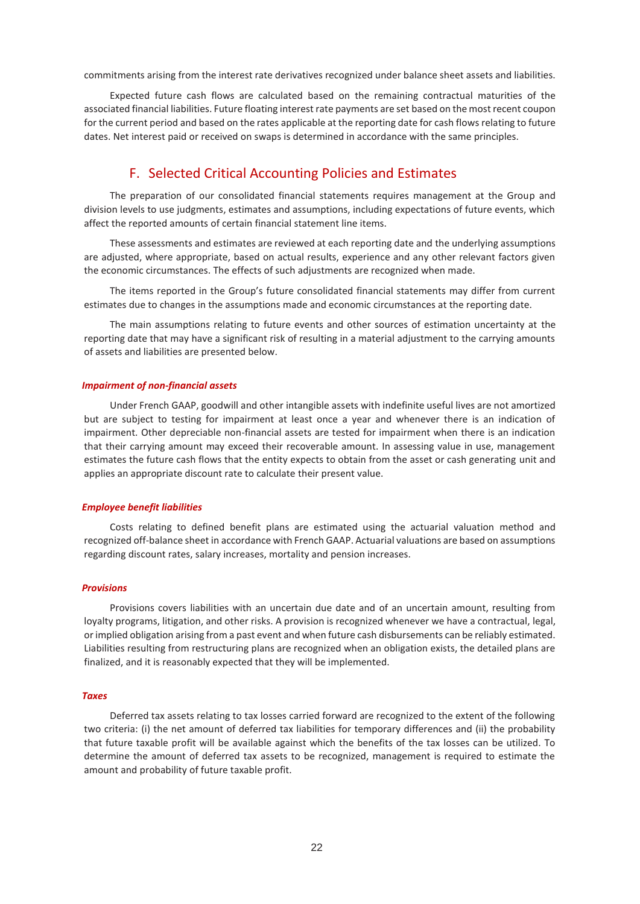commitments arising from the interest rate derivatives recognized under balance sheet assets and liabilities.

Expected future cash flows are calculated based on the remaining contractual maturities of the associated financial liabilities. Future floating interest rate payments are set based on the most recent coupon for the current period and based on the rates applicable at the reporting date for cash flows relating to future dates. Net interest paid or received on swaps is determined in accordance with the same principles.

## F. Selected Critical Accounting Policies and Estimates

The preparation of our consolidated financial statements requires management at the Group and division levels to use judgments, estimates and assumptions, including expectations of future events, which affect the reported amounts of certain financial statement line items.

These assessments and estimates are reviewed at each reporting date and the underlying assumptions are adjusted, where appropriate, based on actual results, experience and any other relevant factors given the economic circumstances. The effects of such adjustments are recognized when made.

The items reported in the Group's future consolidated financial statements may differ from current estimates due to changes in the assumptions made and economic circumstances at the reporting date.

The main assumptions relating to future events and other sources of estimation uncertainty at the reporting date that may have a significant risk of resulting in a material adjustment to the carrying amounts of assets and liabilities are presented below.

#### *Impairment of non-financial assets*

Under French GAAP, goodwill and other intangible assets with indefinite useful lives are not amortized but are subject to testing for impairment at least once a year and whenever there is an indication of impairment. Other depreciable non-financial assets are tested for impairment when there is an indication that their carrying amount may exceed their recoverable amount. In assessing value in use, management estimates the future cash flows that the entity expects to obtain from the asset or cash generating unit and applies an appropriate discount rate to calculate their present value.

#### *Employee benefit liabilities*

Costs relating to defined benefit plans are estimated using the actuarial valuation method and recognized off-balance sheet in accordance with French GAAP. Actuarial valuations are based on assumptions regarding discount rates, salary increases, mortality and pension increases.

#### *Provisions*

Provisions covers liabilities with an uncertain due date and of an uncertain amount, resulting from loyalty programs, litigation, and other risks. A provision is recognized whenever we have a contractual, legal, or implied obligation arising from a past event and when future cash disbursements can be reliably estimated. Liabilities resulting from restructuring plans are recognized when an obligation exists, the detailed plans are finalized, and it is reasonably expected that they will be implemented.

#### *Taxes*

Deferred tax assets relating to tax losses carried forward are recognized to the extent of the following two criteria: (i) the net amount of deferred tax liabilities for temporary differences and (ii) the probability that future taxable profit will be available against which the benefits of the tax losses can be utilized. To determine the amount of deferred tax assets to be recognized, management is required to estimate the amount and probability of future taxable profit.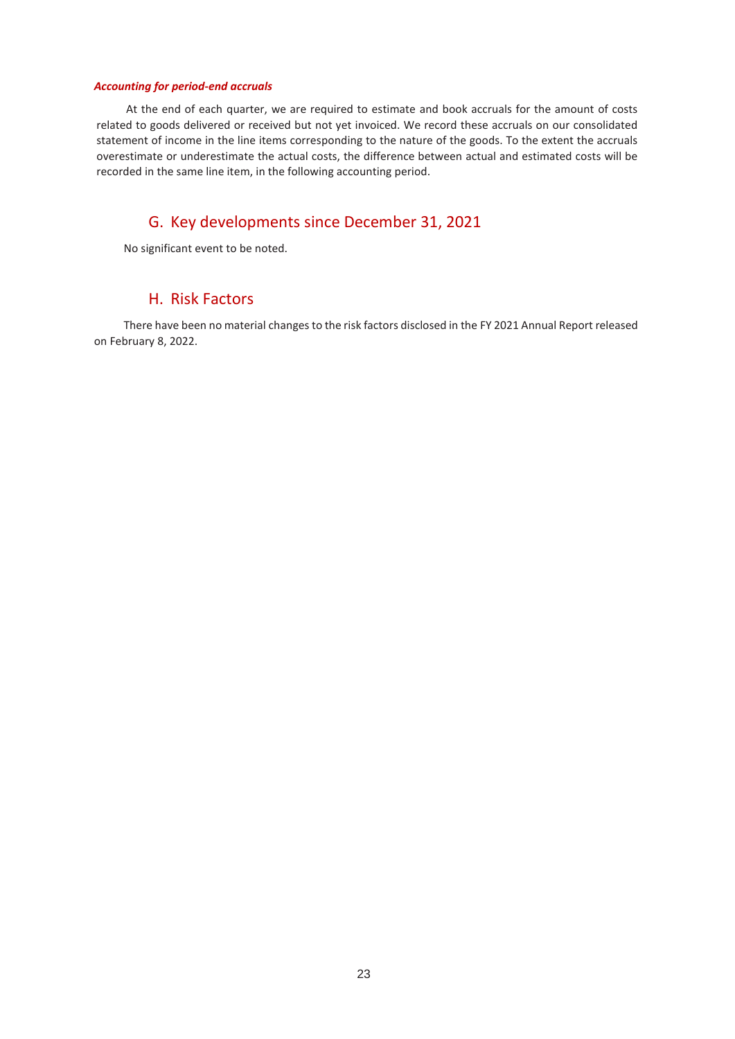***Accounting for period-end accruals***

At the end of each quarter, we are required to estimate and book accruals for the amount of costs related to goods delivered or received but not yet invoiced. We record these accruals on our consolidated statement of income in the line items corresponding to the nature of the goods. To the extent the accruals overestimate or underestimate the actual costs, the difference between actual and estimated costs will be recorded in the same line item, in the following accounting period.

## G. Key developments since December 31, 2021

No significant event to be noted.

## H. Risk Factors

There have been no material changes to the risk factors disclosed in the FY 2021 Annual Report released on February 8, 2022.